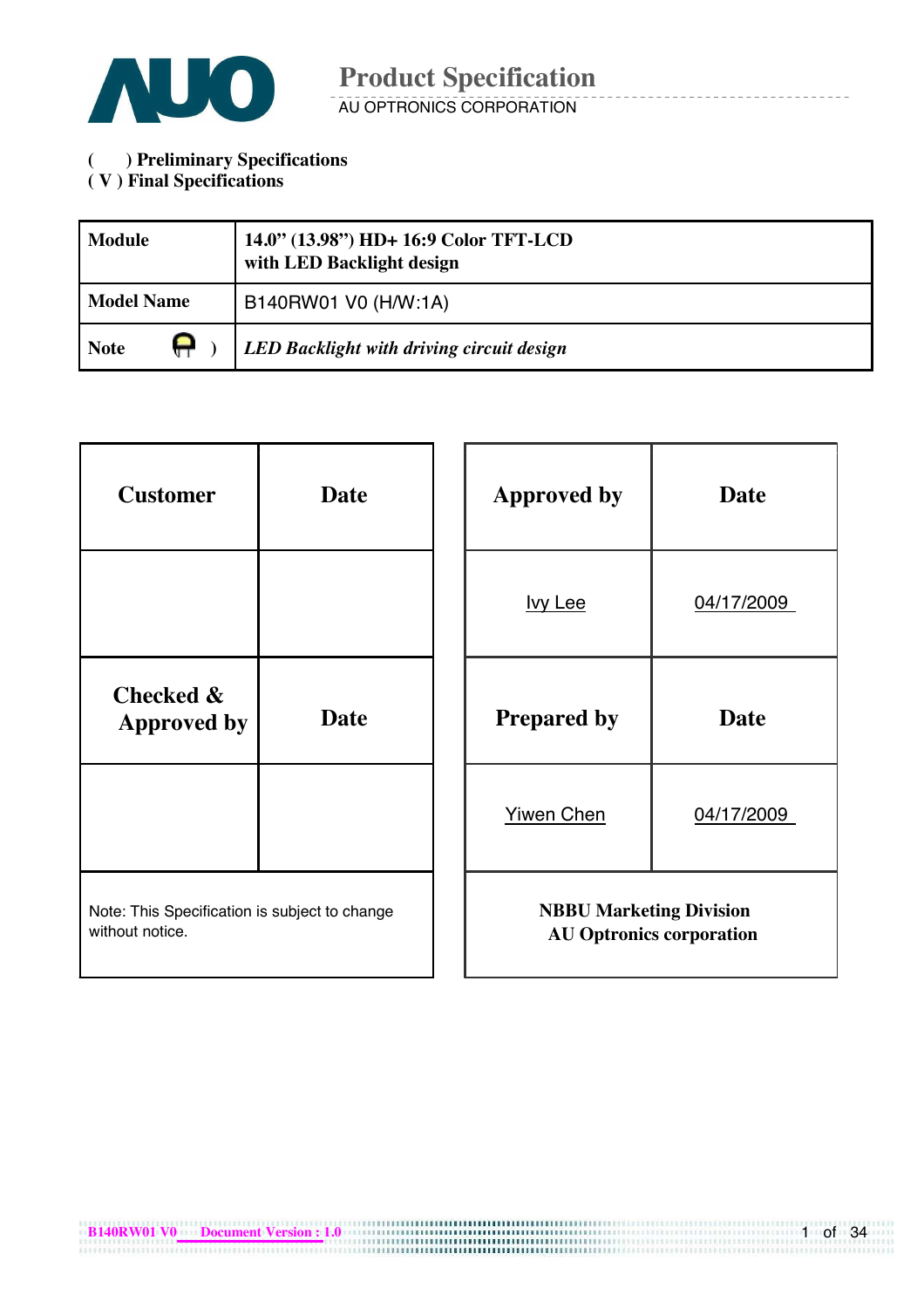# Product Specification

AU OPTRONICS CORPORATION

(    ) Preliminary Specifications
( V ) Final Specifications

| Module | 14.0" (13.98") HD+ 16:9 Color TFT-LCD with LED Backlight design |
|---|---|
| Model Name | B140RW01 V0 (H/W:1A) |
| Note ( ) | *LED Backlight with driving circuit design* |

| Customer | Date |
|---|---|
| | |
| **Checked & Approved by** | **Date** |
| | |

Note: This Specification is subject to change without notice.

| Approved by | Date |
|---|---|
| Ivy Lee | 04/17/2009 |
| **Prepared by** | **Date** |
| Yiwen Chen | 04/17/2009 |

**NBBU Marketing Division**
**AU Optronics corporation**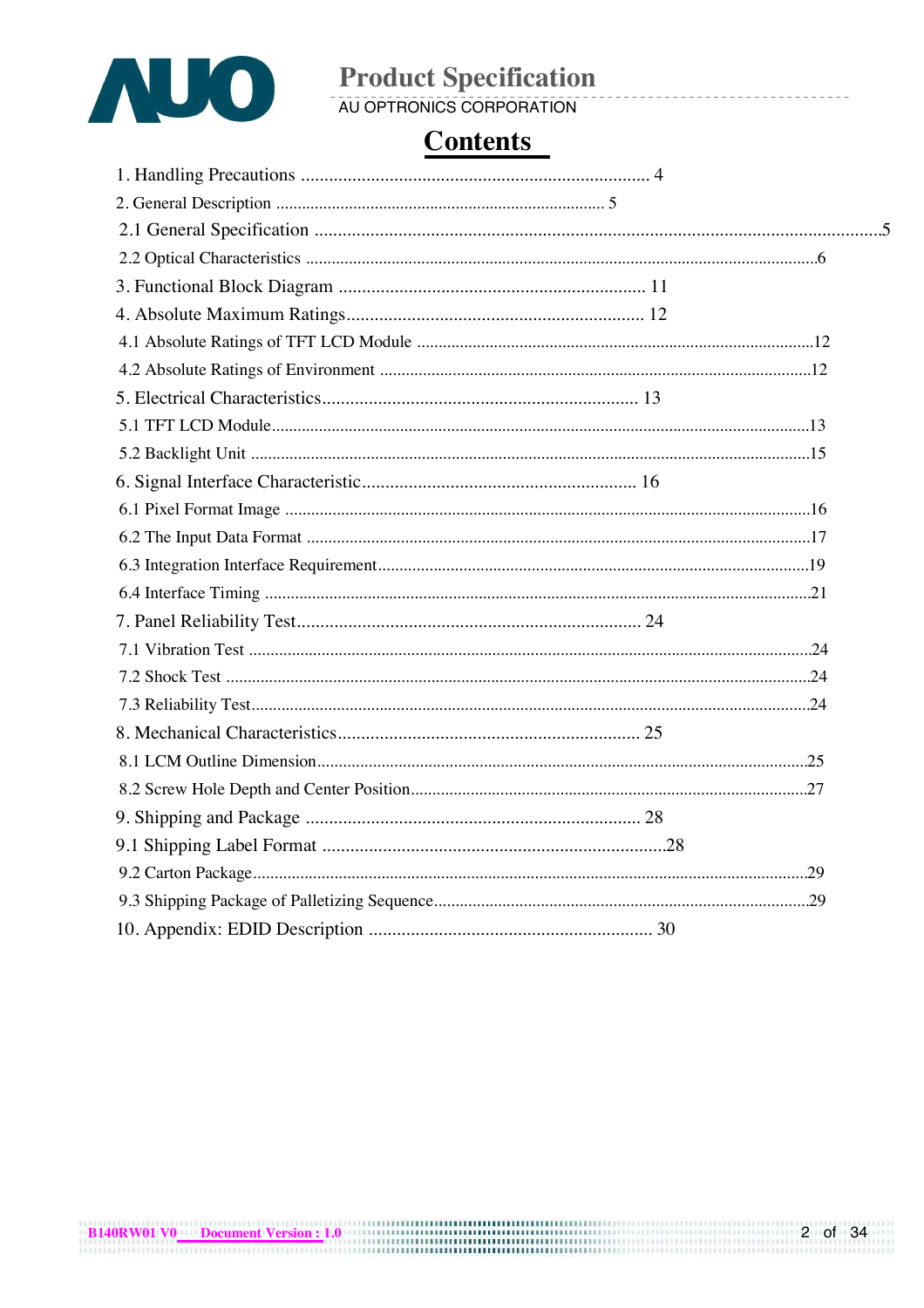# Contents

1. Handling Precautions .......................................................................... 4

2. General Description ............................................................................ 5

2.1 General Specification ......................................................................................................................5

2.2 Optical Characteristics ......................................................................................................................6

3. Functional Block Diagram ................................................................ 11

4. Absolute Maximum Ratings................................................................ 12

4.1 Absolute Ratings of TFT LCD Module ............................................................................................12

4.2 Absolute Ratings of Environment ....................................................................................................12

5. Electrical Characteristics.................................................................... 13

5.1 TFT LCD Module............................................................................................................................13

5.2 Backlight Unit ..................................................................................................................................15

6. Signal Interface Characteristic........................................................... 16

6.1 Pixel Format Image ..........................................................................................................................16

6.2 The Input Data Format .....................................................................................................................17

6.3 Integration Interface Requirement.....................................................................................................19

6.4 Interface Timing ...............................................................................................................................21

7. Panel Reliability Test.......................................................................... 24

7.1 Vibration Test ..................................................................................................................................24

7.2 Shock Test .......................................................................................................................................24

7.3 Reliability Test..................................................................................................................................24

8. Mechanical Characteristics................................................................. 25

8.1 LCM Outline Dimension..................................................................................................................25

8.2 Screw Hole Depth and Center Position............................................................................................27

9. Shipping and Package ....................................................................... 28

9.1 Shipping Label Format ..........................................................................28

9.2 Carton Package................................................................................................................................29

9.3 Shipping Package of Palletizing Sequence.......................................................................................29

10. Appendix: EDID Description ............................................................ 30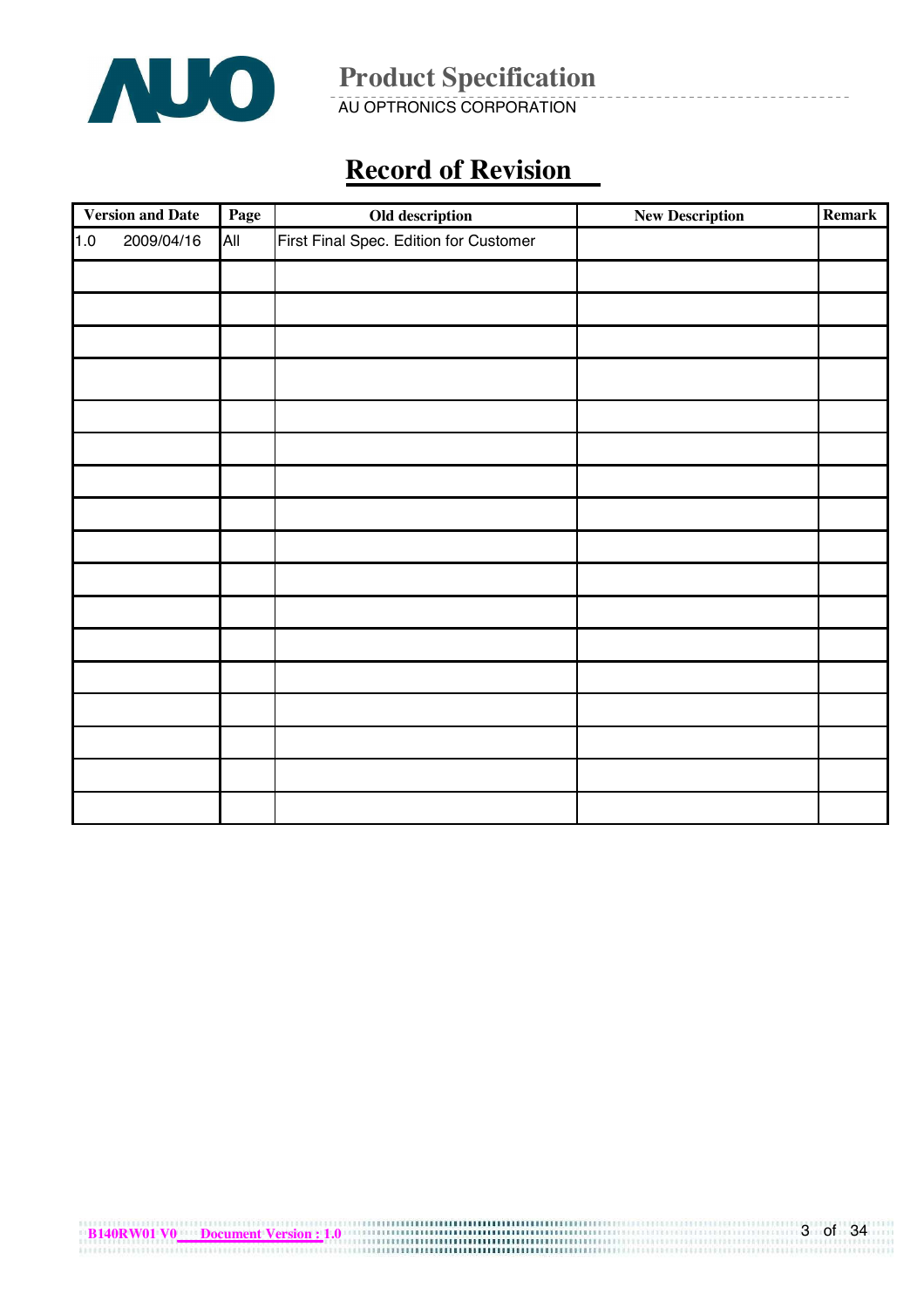## Record of Revision

| Version and Date | Page | Old description | New Description | Remark |
|---|---|---|---|---|
| 1.0 2009/04/16 | All | First Final Spec. Edition for Customer | | |
| | | | | |
| | | | | |
| | | | | |
| | | | | |
| | | | | |
| | | | | |
| | | | | |
| | | | | |
| | | | | |
| | | | | |
| | | | | |
| | | | | |
| | | | | |
| | | | | |
| | | | | |
| | | | | |
| | | | | |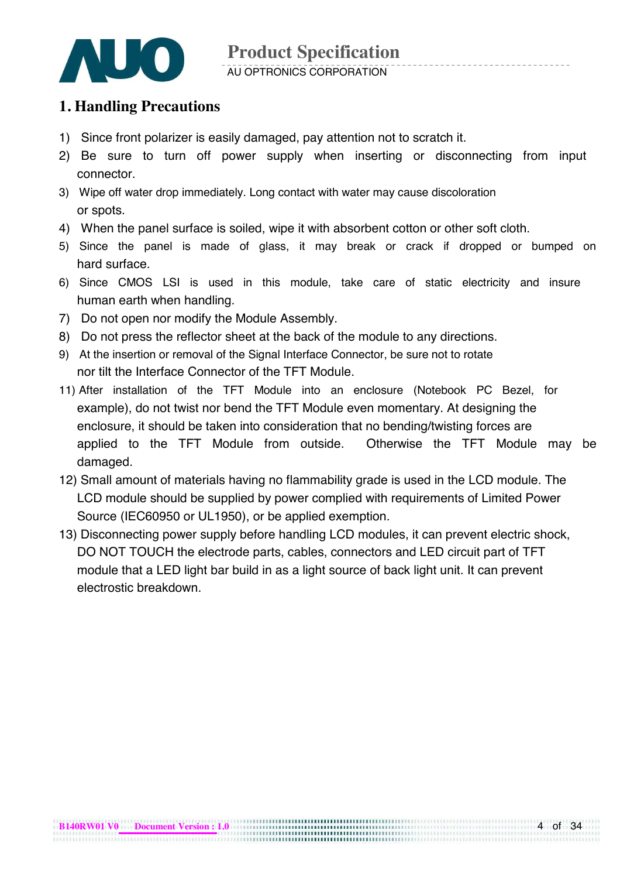# 1. Handling Precautions

1) Since front polarizer is easily damaged, pay attention not to scratch it.
2) Be sure to turn off power supply when inserting or disconnecting from input connector.
3) Wipe off water drop immediately. Long contact with water may cause discoloration or spots.
4) When the panel surface is soiled, wipe it with absorbent cotton or other soft cloth.
5) Since the panel is made of glass, it may break or crack if dropped or bumped on hard surface.
6) Since CMOS LSI is used in this module, take care of static electricity and insure human earth when handling.
7) Do not open nor modify the Module Assembly.
8) Do not press the reflector sheet at the back of the module to any directions.
9) At the insertion or removal of the Signal Interface Connector, be sure not to rotate nor tilt the Interface Connector of the TFT Module.

11) After installation of the TFT Module into an enclosure (Notebook PC Bezel, for example), do not twist nor bend the TFT Module even momentary. At designing the enclosure, it should be taken into consideration that no bending/twisting forces are applied to the TFT Module from outside. Otherwise the TFT Module may be damaged.
12) Small amount of materials having no flammability grade is used in the LCD module. The LCD module should be supplied by power complied with requirements of Limited Power Source (IEC60950 or UL1950), or be applied exemption.
13) Disconnecting power supply before handling LCD modules, it can prevent electric shock, DO NOT TOUCH the electrode parts, cables, connectors and LED circuit part of TFT module that a LED light bar build in as a light source of back light unit. It can prevent electrostic breakdown.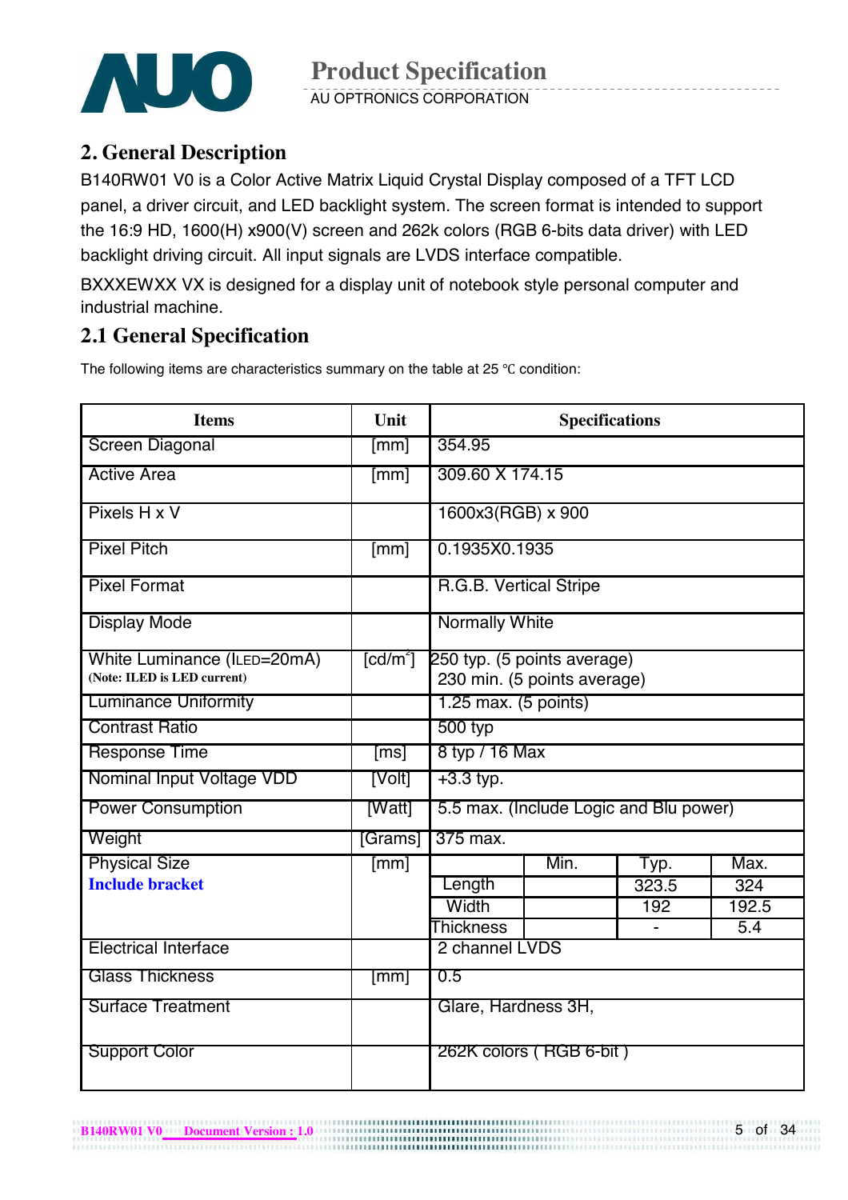## 2. General Description

B140RW01 V0 is a Color Active Matrix Liquid Crystal Display composed of a TFT LCD panel, a driver circuit, and LED backlight system. The screen format is intended to support the 16:9 HD, 1600(H) x900(V) screen and 262k colors (RGB 6-bits data driver) with LED backlight driving circuit. All input signals are LVDS interface compatible.

BXXXEWXX VX is designed for a display unit of notebook style personal computer and industrial machine.

### 2.1 General Specification

The following items are characteristics summary on the table at 25 ℃ condition:

| Items | Unit | Specifications | | | |
|---|---|---|---|---|---|
| Screen Diagonal | [mm] | 354.95 | | | |
| Active Area | [mm] | 309.60 X 174.15 | | | |
| Pixels H x V | | 1600x3(RGB) x 900 | | | |
| Pixel Pitch | [mm] | 0.1935X0.1935 | | | |
| Pixel Format | | R.G.B. Vertical Stripe | | | |
| Display Mode | | Normally White | | | |
| White Luminance ($I_{LED}$=20mA)<br>(Note: ILED is LED current) | [cd/m$^2$] | 250 typ. (5 points average)<br>230 min. (5 points average) | | | |
| Luminance Uniformity | | 1.25 max. (5 points) | | | |
| Contrast Ratio | | 500 typ | | | |
| Response Time | [ms] | 8 typ / 16 Max | | | |
| Nominal Input Voltage VDD | [Volt] | +3.3 typ. | | | |
| Power Consumption | [Watt] | 5.5 max. (Include Logic and Blu power) | | | |
| Weight | [Grams] | 375 max. | | | |
| Physical Size<br>**Include bracket** | [mm] | | Min. | Typ. | Max. |
| | | Length | | 323.5 | 324 |
| | | Width | | 192 | 192.5 |
| | | Thickness | | - | 5.4 |
| Electrical Interface | | 2 channel LVDS | | | |
| Glass Thickness | [mm] | 0.5 | | | |
| Surface Treatment | | Glare, Hardness 3H, | | | |
| Support Color | | 262K colors ( RGB 6-bit ) | | | |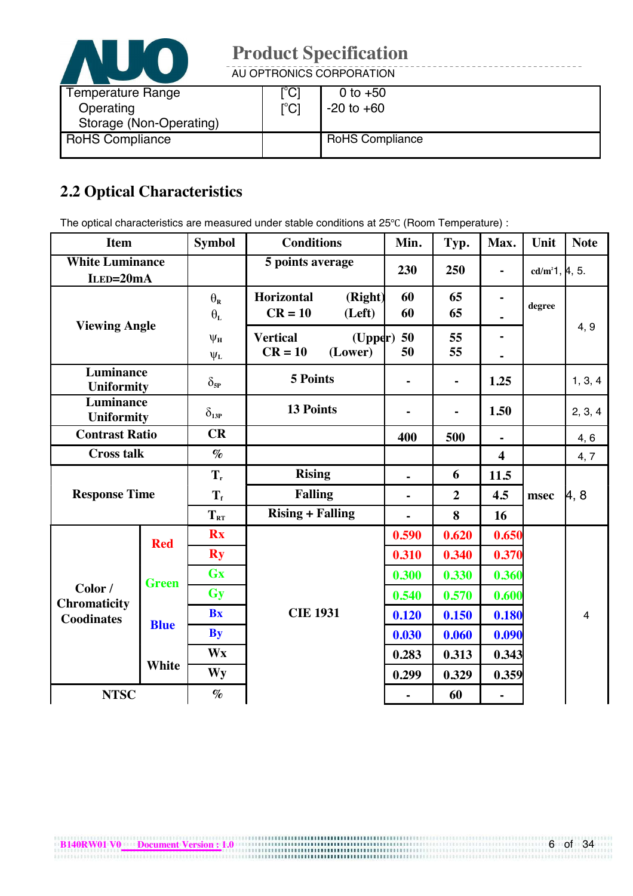| Temperature Range | | |
|---|---|---|
| Operating | [°C] | 0 to +50 |
| Storage (Non-Operating) | [°C] | -20 to +60 |
| RoHS Compliance | | RoHS Compliance |

## 2.2 Optical Characteristics

The optical characteristics are measured under stable conditions at 25℃ (Room Temperature) :

| Item | | Symbol | Conditions | Min. | Typ. | Max. | Unit | Note |
|---|---|---|---|---|---|---|---|---|
| White Luminance $I_{LED}$=20mA | | | 5 points average | 230 | 250 | - | cd/m² | 1, 4, 5. |
| Viewing Angle | | $\theta_R$ | Horizontal (Right) CR = 10 | 60 | 65 | - | degree | 4, 9 |
| | | $\theta_L$ | (Left) | 60 | 65 | - | | |
| | | $\psi_H$ | Vertical (Upper) CR = 10 | 50 | 55 | - | | |
| | | $\psi_L$ | (Lower) | 50 | 55 | - | | |
| Luminance Uniformity | | $\delta_{5P}$ | 5 Points | - | - | 1.25 | | 1, 3, 4 |
| Luminance Uniformity | | $\delta_{13P}$ | 13 Points | - | - | 1.50 | | 2, 3, 4 |
| Contrast Ratio | | CR | | 400 | 500 | - | | 4, 6 |
| Cross talk | | % | | | | 4 | | 4, 7 |
| Response Time | | $T_r$ | Rising | - | 6 | 11.5 | msec | 4, 8 |
| | | $T_f$ | Falling | - | 2 | 4.5 | | |
| | | $T_{RT}$ | Rising + Falling | - | 8 | 16 | | |
| Color / Chromaticity Coodinates | Red | Rx | CIE 1931 | 0.590 | 0.620 | 0.650 | | 4 |
| | | Ry | | 0.310 | 0.340 | 0.370 | | |
| | Green | Gx | | 0.300 | 0.330 | 0.360 | | |
| | | Gy | | 0.540 | 0.570 | 0.600 | | |
| | Blue | Bx | | 0.120 | 0.150 | 0.180 | | |
| | | By | | 0.030 | 0.060 | 0.090 | | |
| | White | Wx | | 0.283 | 0.313 | 0.343 | | |
| | | Wy | | 0.299 | 0.329 | 0.359 | | |
| NTSC | | % | | - | 60 | - | | |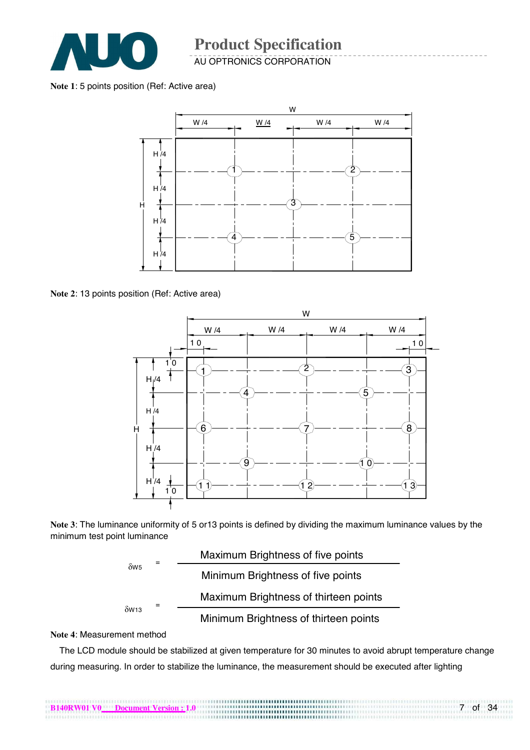**Note 1**: 5 points position (Ref: Active area)

**Note 2**: 13 points position (Ref: Active area)

**Note 3**: The luminance uniformity of 5 or13 points is defined by dividing the maximum luminance values by the minimum test point luminance

$$\delta_{W5} = \frac{\text{Maximum Brightness of five points}}{\text{Minimum Brightness of five points}}$$

$$\delta_{W13} = \frac{\text{Maximum Brightness of thirteen points}}{\text{Minimum Brightness of thirteen points}}$$

**Note 4**: Measurement method

The LCD module should be stabilized at given temperature for 30 minutes to avoid abrupt temperature change during measuring. In order to stabilize the luminance, the measurement should be executed after lighting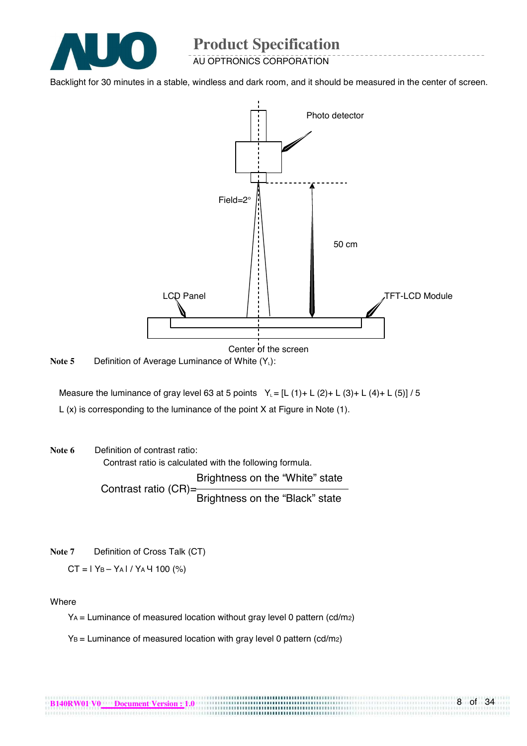Backlight for 30 minutes in a stable, windless and dark room, and it should be measured in the center of screen.

Photo detector

Field=2°

50 cm

LCD Panel

TFT-LCD Module

Center of the screen

**Note 5** Definition of Average Luminance of White ($Y_L$):

Measure the luminance of gray level 63 at 5 points $Y_L = [L(1)+ L(2)+ L(3)+ L(4)+ L(5)] / 5$

L (x) is corresponding to the luminance of the point X at Figure in Note (1).

**Note 6** Definition of contrast ratio:

Contrast ratio is calculated with the following formula.

$$\text{Contrast ratio (CR)} = \frac{\text{Brightness on the "White" state}}{\text{Brightness on the "Black" state}}$$

**Note 7** Definition of Cross Talk (CT)

$CT = | Y_B - Y_A | / Y_A \times 100$ (%)

Where

$Y_A$ = Luminance of measured location without gray level 0 pattern (cd/m2)

$Y_B$ = Luminance of measured location with gray level 0 pattern (cd/m2)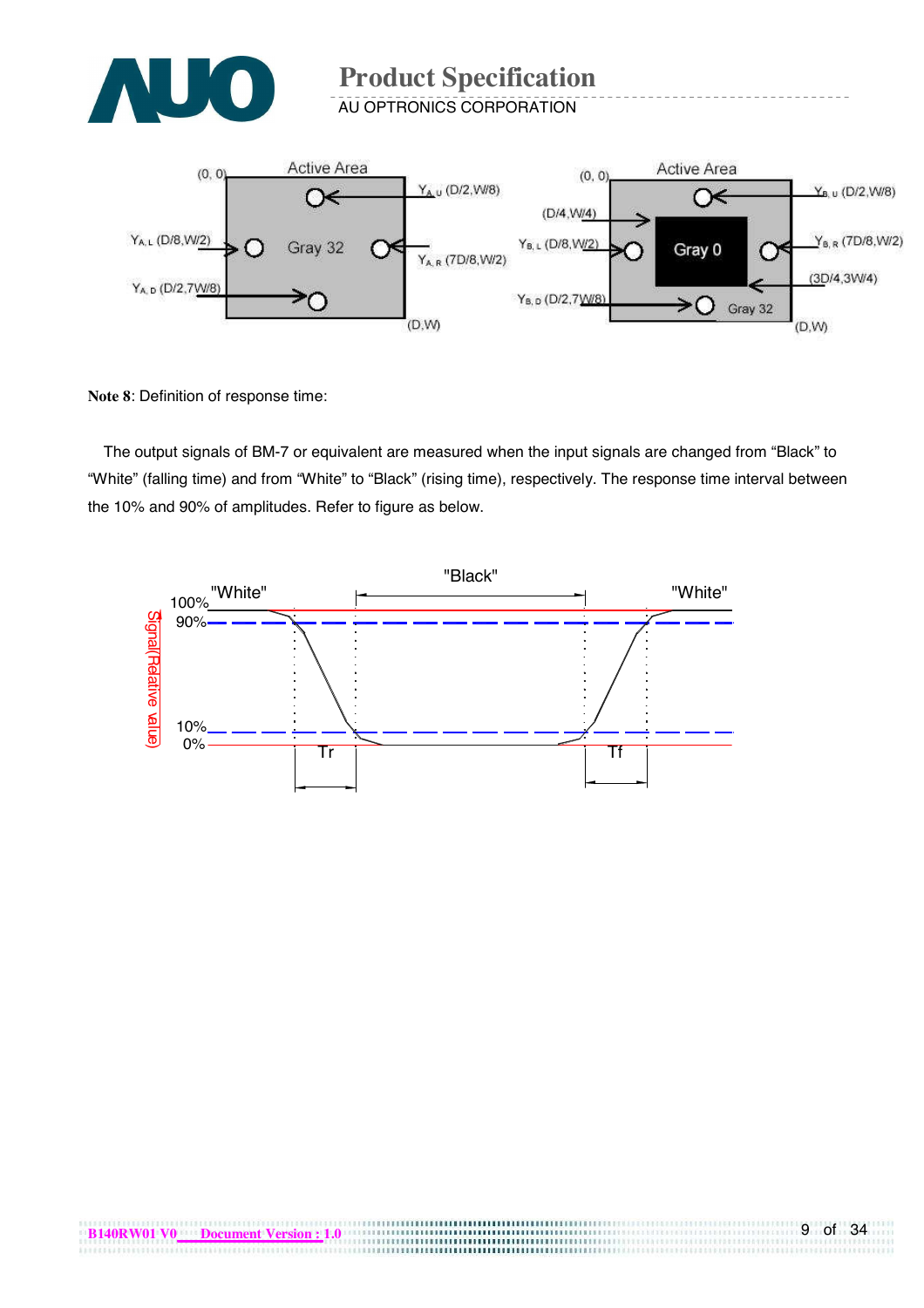Active Area

(0, 0)

$Y_{A,U}$ (D/2,W/8)

$Y_{A,L}$ (D/8,W/2)

Gray 32

$Y_{A,R}$ (7D/8,W/2)

$Y_{A,D}$ (D/2,7W/8)

(D,W)

Active Area

(0, 0)

$Y_{B,U}$ (D/2,W/8)

(D/4,W/4)

$Y_{B,L}$ (D/8,W/2)

Gray 0

$Y_{B,R}$ (7D/8,W/2)

(3D/4,3W/4)

$Y_{B,D}$ (D/2,7W/8)

Gray 32

(D,W)

**Note 8**: Definition of response time:

The output signals of BM-7 or equivalent are measured when the input signals are changed from "Black" to "White" (falling time) and from "White" to "Black" (rising time), respectively. The response time interval between the 10% and 90% of amplitudes. Refer to figure as below.

"White" "Black" "White"

Signal(Relative value)

100%
90%
10%
0%

Tr Tf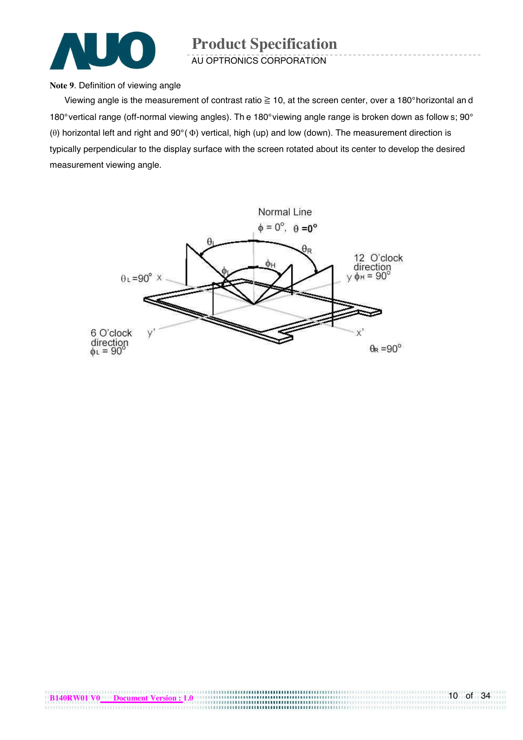**Note 9**. Definition of viewing angle

Viewing angle is the measurement of contrast ratio ≧ 10, at the screen center, over a 180° horizontal and 180° vertical range (off-normal viewing angles). The 180° viewing angle range is broken down as follows; 90° (θ) horizontal left and right and 90° (Φ) vertical, high (up) and low (down). The measurement direction is typically perpendicular to the display surface with the screen rotated about its center to develop the desired measurement viewing angle.

Normal Line

$\phi = 0^o$, $\theta = 0^o$

$\theta_L$ $\theta_R$ $\phi_H$ $\phi_L$

$\theta_L = 90^o$ X

12 O'clock direction y $\phi_H = 90^o$

6 O'clock direction $\phi_L = 90^o$ y'

x'

$\theta_R = 90^o$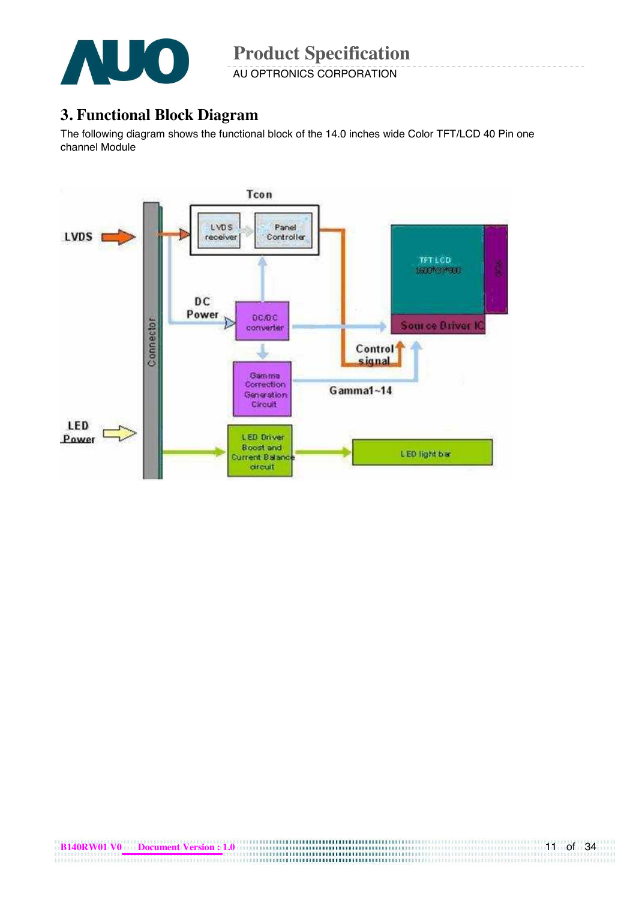## 3. Functional Block Diagram

The following diagram shows the functional block of the 14.0 inches wide Color TFT/LCD 40 Pin one channel Module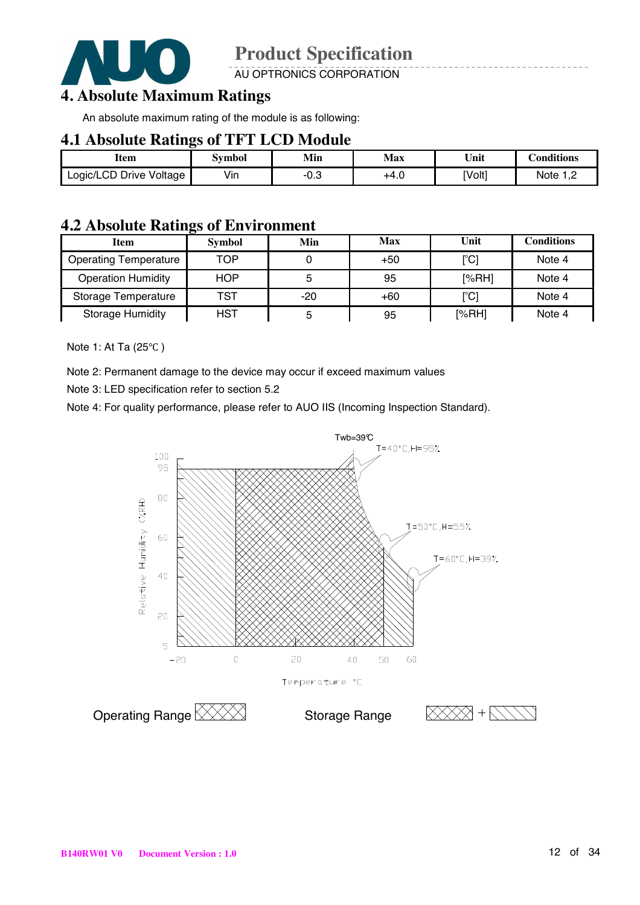# 4. Absolute Maximum Ratings

An absolute maximum rating of the module is as following:

## 4.1 Absolute Ratings of TFT LCD Module

| Item | Symbol | Min | Max | Unit | Conditions |
|---|---|---|---|---|---|
| Logic/LCD Drive Voltage | Vin | -0.3 | +4.0 | [Volt] | Note 1,2 |

## 4.2 Absolute Ratings of Environment

| Item | Symbol | Min | Max | Unit | Conditions |
|---|---|---|---|---|---|
| Operating Temperature | TOP | 0 | +50 | [°C] | Note 4 |
| Operation Humidity | HOP | 5 | 95 | [%RH] | Note 4 |
| Storage Temperature | TST | -20 | +60 | [°C] | Note 4 |
| Storage Humidity | HST | 5 | 95 | [%RH] | Note 4 |

Note 1: At Ta (25℃ )

Note 2: Permanent damage to the device may occur if exceed maximum values

Note 3: LED specification refer to section 5.2

Note 4: For quality performance, please refer to AUO IIS (Incoming Inspection Standard).

Twb=39℃

T=40°C,H=95%

T=50°C,H=55%

T=60°C,H=39%

Relative Humidity (%RH)

Temperature °C

Operating Range

Storage Range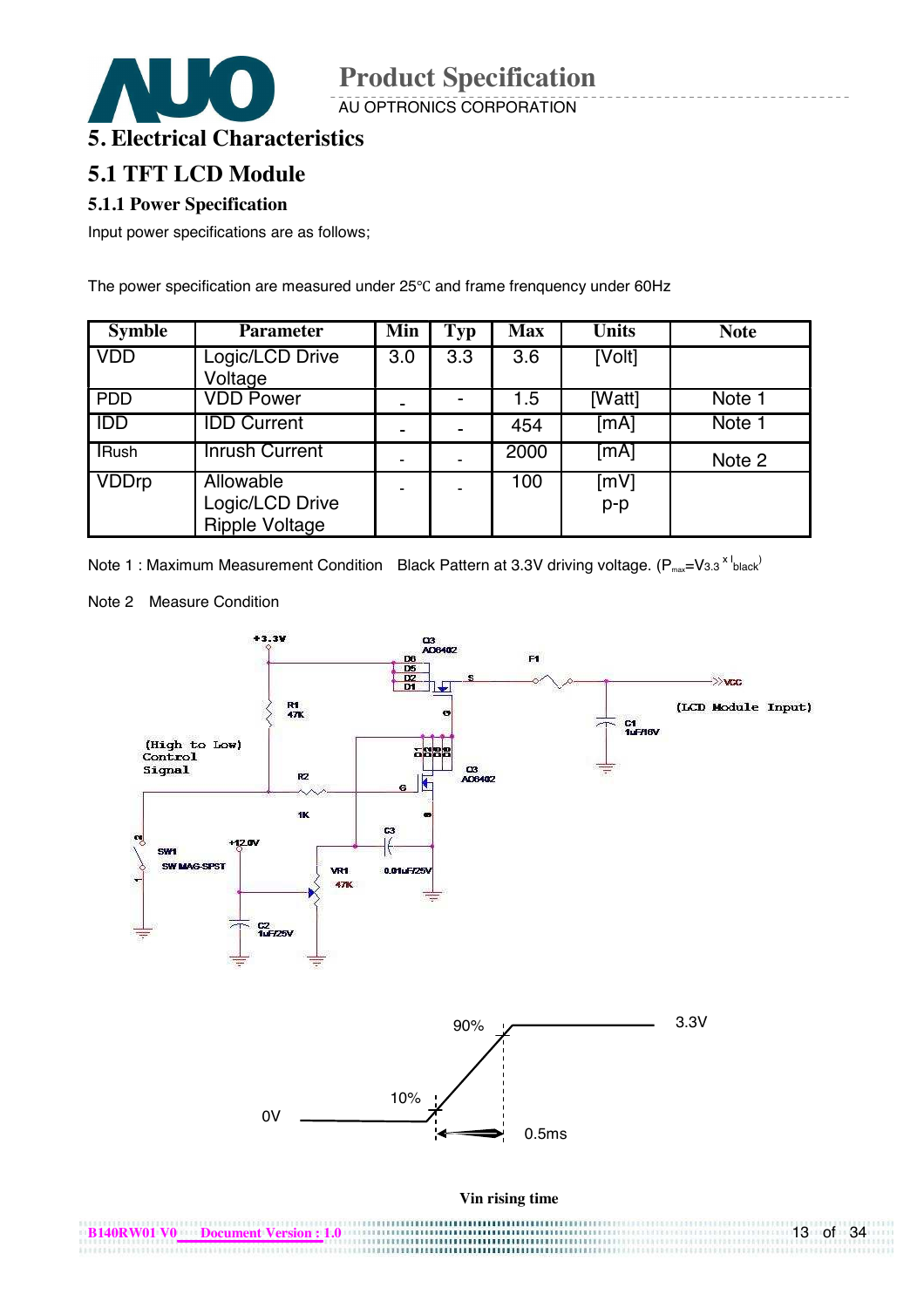# 5. Electrical Characteristics

## 5.1 TFT LCD Module

### 5.1.1 Power Specification

Input power specifications are as follows;

The power specification are measured under 25℃ and frame frenquency under 60Hz

| Symble | Parameter | Min | Typ | Max | Units | Note |
|---|---|---|---|---|---|---|
| VDD | Logic/LCD Drive Voltage | 3.0 | 3.3 | 3.6 | [Volt] | |
| PDD | VDD Power | - | - | 1.5 | [Watt] | Note 1 |
| IDD | IDD Current | - | - | 454 | [mA] | Note 1 |
| IRush | Inrush Current | - | - | 2000 | [mA] | Note 2 |
| VDDrp | Allowable Logic/LCD Drive Ripple Voltage | - | - | 100 | [mV] p-p | |

Note 1 : Maximum Measurement Condition  Black Pattern at 3.3V driving voltage. ($P_{max}=V_{3.3} \times I_{black}$)

Note 2  Measure Condition

+3.3V, Q3 AO6402, D6 D5 D2 D1, S, F1, VCC (LCD Module Input), R1 47K, C1 1uF/16V, (High to Low) Control Signal, R2 1K, G, Q3 AO6402, C3 0.01uF/25V, SW1 SW MAG-SPST, +12.0V, VR1 47K, C2 1uF/25V

90%, 3.3V, 10%, 0V, 0.5ms

Vin rising time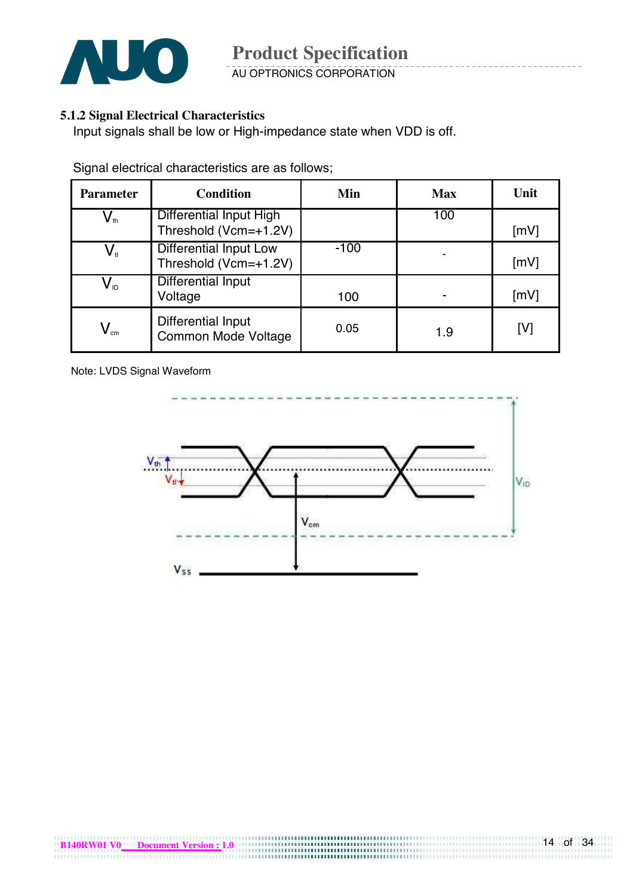### 5.1.2 Signal Electrical Characteristics

Input signals shall be low or High-impedance state when VDD is off.

Signal electrical characteristics are as follows;

| Parameter | Condition | Min | Max | Unit |
|---|---|---|---|---|
| $V_{th}$ | Differential Input High Threshold (Vcm=+1.2V) | | 100 | [mV] |
| $V_{tl}$ | Differential Input Low Threshold (Vcm=+1.2V) | -100 | - | [mV] |
| $V_{ID}$ | Differential Input Voltage | 100 | - | [mV] |
| $V_{cm}$ | Differential Input Common Mode Voltage | 0.05 | 1.9 | [V] |

Note: LVDS Signal Waveform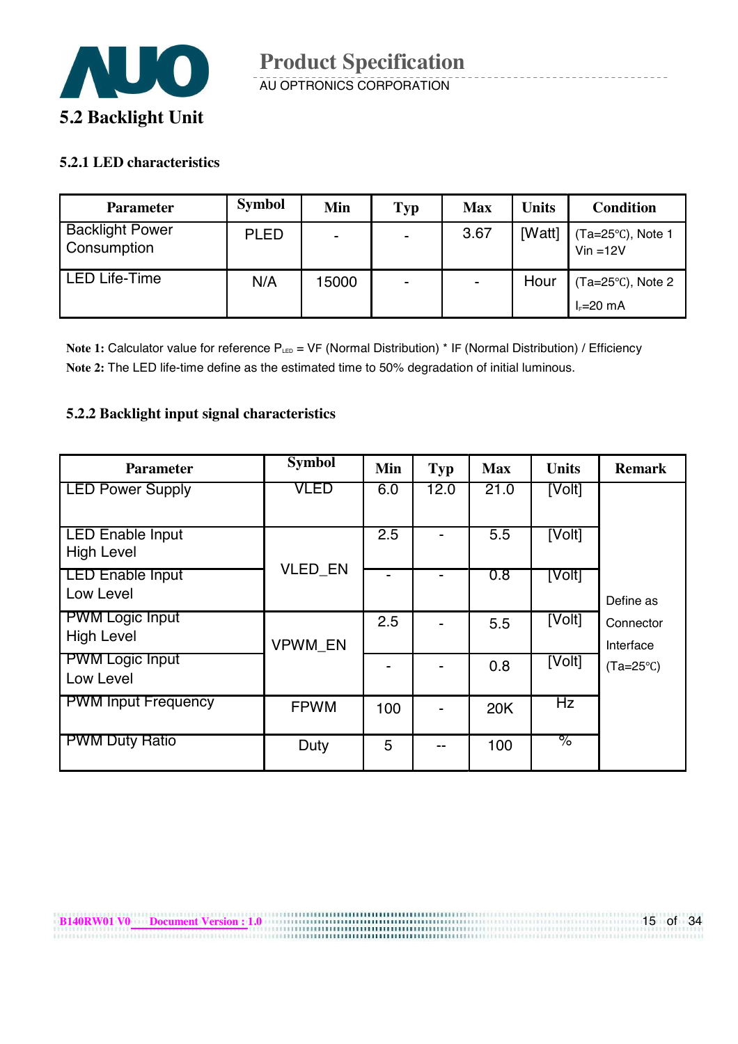## 5.2 Backlight Unit

### 5.2.1 LED characteristics

| Parameter | Symbol | Min | Typ | Max | Units | Condition |
|---|---|---|---|---|---|---|
| Backlight Power Consumption | PLED | - | - | 3.67 | [Watt] | (Ta=25℃), Note 1 Vin =12V |
| LED Life-Time | N/A | 15000 | - | - | Hour | (Ta=25℃), Note 2 $I_F$=20 mA |

**Note 1:** Calculator value for reference $P_{LED}$ = VF (Normal Distribution) * IF (Normal Distribution) / Efficiency
**Note 2:** The LED life-time define as the estimated time to 50% degradation of initial luminous.

### 5.2.2 Backlight input signal characteristics

| Parameter | Symbol | Min | Typ | Max | Units | Remark |
|---|---|---|---|---|---|---|
| LED Power Supply | VLED | 6.0 | 12.0 | 21.0 | [Volt] | Define as Connector Interface (Ta=25℃) |
| LED Enable Input High Level | VLED_EN | 2.5 | - | 5.5 | [Volt] | |
| LED Enable Input Low Level | | - | - | 0.8 | [Volt] | |
| PWM Logic Input High Level | VPWM_EN | 2.5 | - | 5.5 | [Volt] | |
| PWM Logic Input Low Level | | - | - | 0.8 | [Volt] | |
| PWM Input Frequency | FPWM | 100 | - | 20K | Hz | |
| PWM Duty Ratio | Duty | 5 | -- | 100 | % | |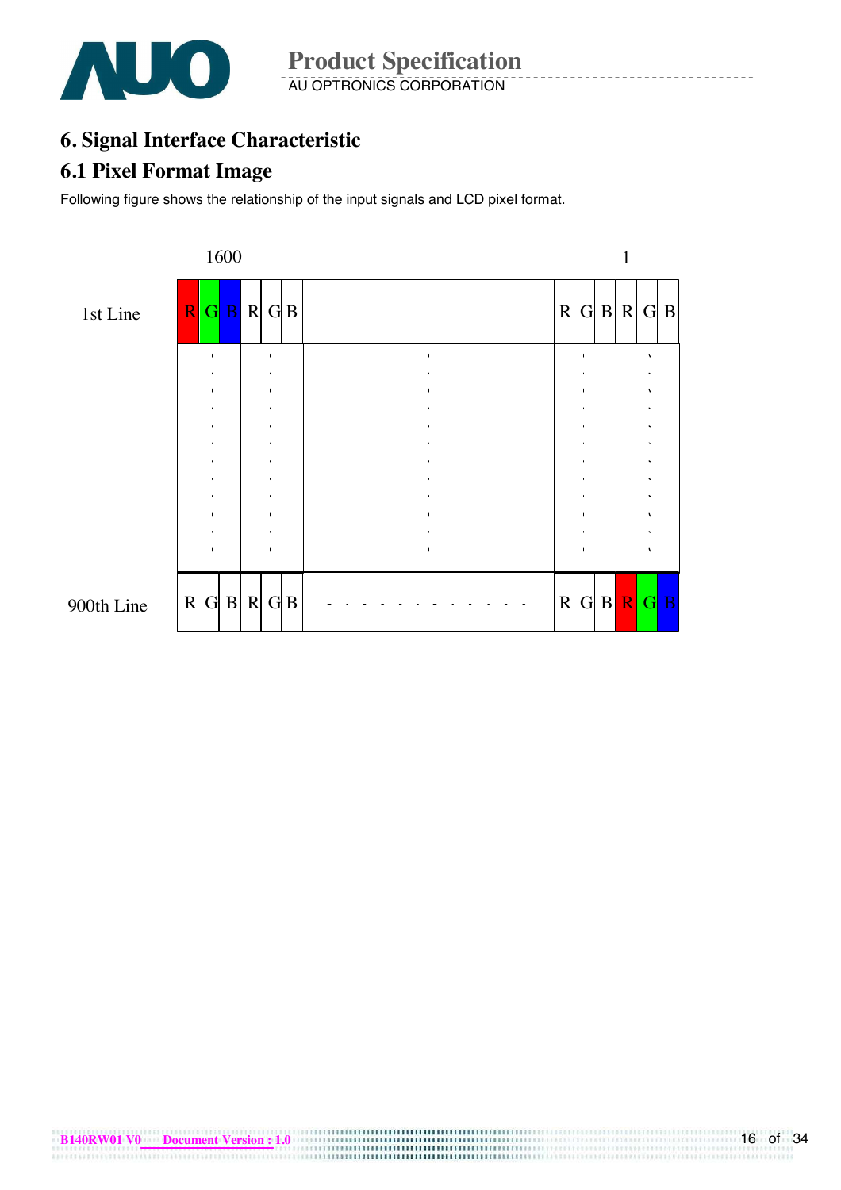# 6. Signal Interface Characteristic

## 6.1 Pixel Format Image

Following figure shows the relationship of the input signals and LCD pixel format.

| | 1600 | | | | | | | | | | | | 1 | |
|---|---|---|---|---|---|---|---|---|---|---|---|---|---|---|
| 1st Line | R | G | B | R | G | B | - - - - - - - - - - - - | R | G | B | R | G | B |
| | : | | | : | | | : | | : | | | : | |
| 900th Line | R | G | B | R | G | B | - - - - - - - - - - - - | R | G | B | R | G | B |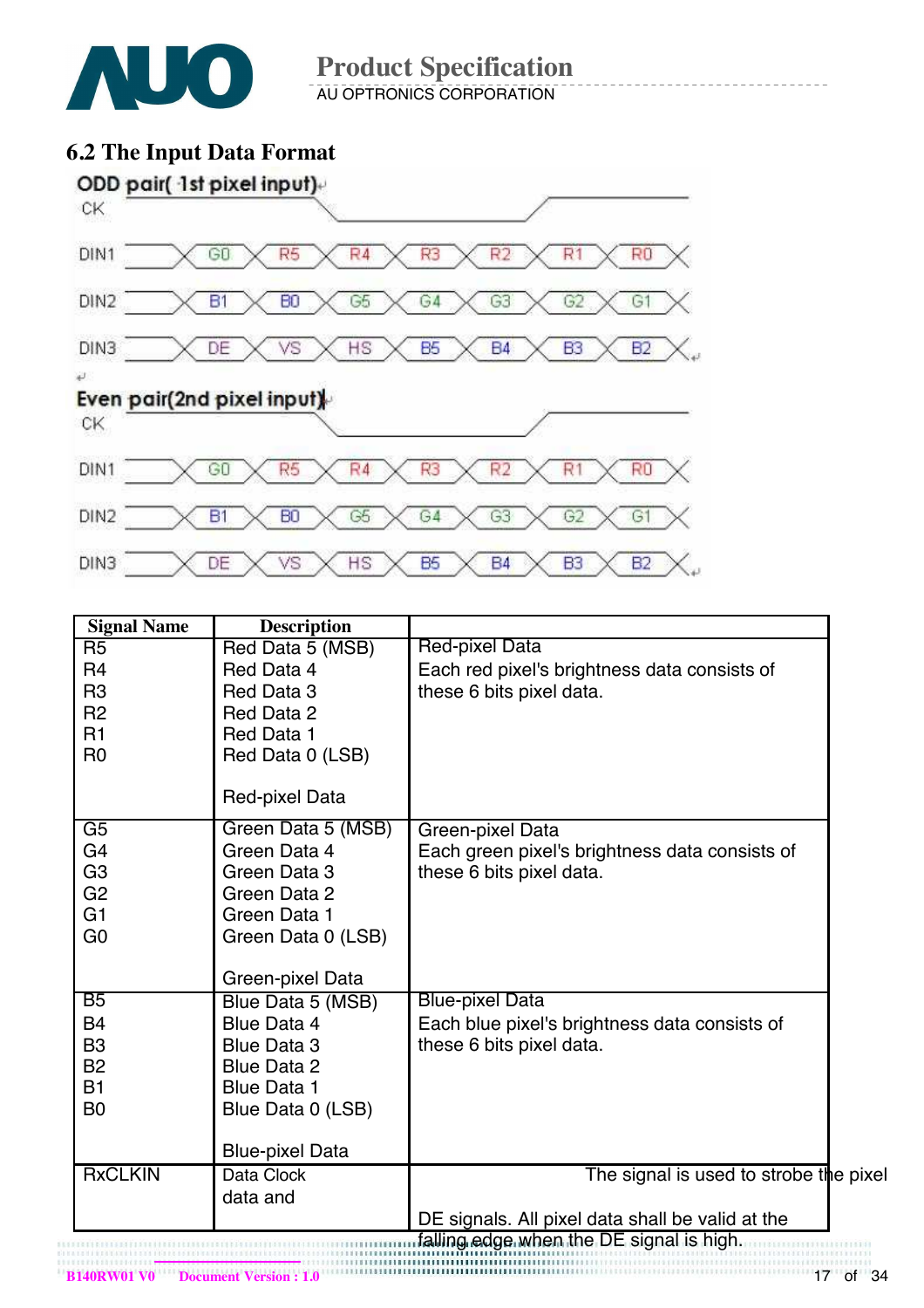## 6.2 The Input Data Format

ODD pair( 1st pixel input)

| CK | | | | | | | |
|---|---|---|---|---|---|---|---|
| DIN1 | G0 | R5 | R4 | R3 | R2 | R1 | R0 |
| DIN2 | B1 | B0 | G5 | G4 | G3 | G2 | G1 |
| DIN3 | DE | VS | HS | B5 | B4 | B3 | B2 |

Even pair(2nd pixel input)

| CK | | | | | | | |
|---|---|---|---|---|---|---|---|
| DIN1 | G0 | R5 | R4 | R3 | R2 | R1 | R0 |
| DIN2 | B1 | B0 | G5 | G4 | G3 | G2 | G1 |
| DIN3 | DE | VS | HS | B5 | B4 | B3 | B2 |

| Signal Name | Description | |
|---|---|---|
| R5<br>R4<br>R3<br>R2<br>R1<br>R0 | Red Data 5 (MSB)<br>Red Data 4<br>Red Data 3<br>Red Data 2<br>Red Data 1<br>Red Data 0 (LSB)<br><br>Red-pixel Data | Red-pixel Data<br>Each red pixel's brightness data consists of these 6 bits pixel data. |
| G5<br>G4<br>G3<br>G2<br>G1<br>G0 | Green Data 5 (MSB)<br>Green Data 4<br>Green Data 3<br>Green Data 2<br>Green Data 1<br>Green Data 0 (LSB)<br><br>Green-pixel Data | Green-pixel Data<br>Each green pixel's brightness data consists of these 6 bits pixel data. |
| B5<br>B4<br>B3<br>B2<br>B1<br>B0 | Blue Data 5 (MSB)<br>Blue Data 4<br>Blue Data 3<br>Blue Data 2<br>Blue Data 1<br>Blue Data 0 (LSB)<br><br>Blue-pixel Data | Blue-pixel Data<br>Each blue pixel's brightness data consists of these 6 bits pixel data. |
| RxCLKIN | Data Clock<br>data and | The signal is used to strobe the pixel<br><br>DE signals. All pixel data shall be valid at the falling edge when the DE signal is high. |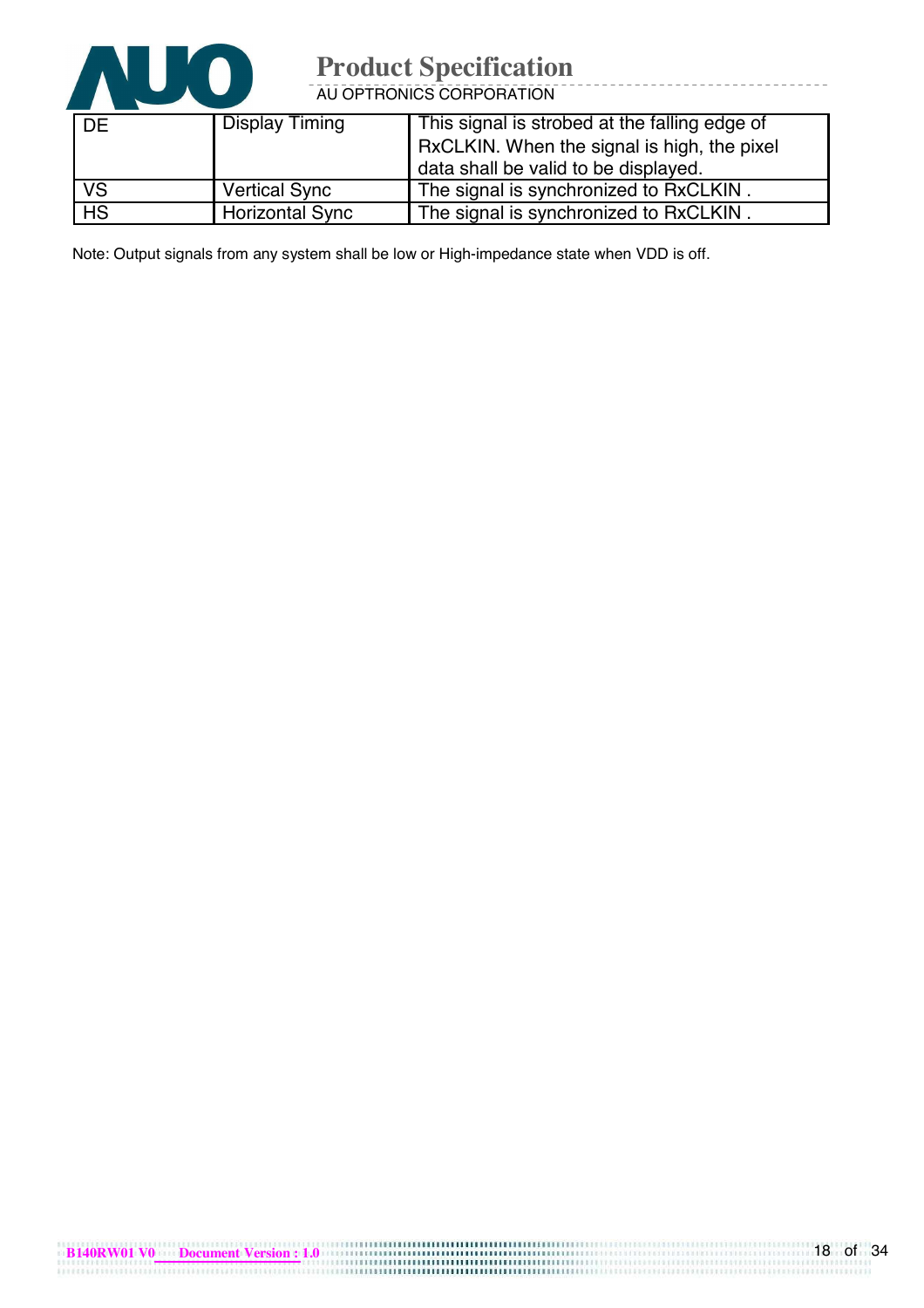| DE | Display Timing | This signal is strobed at the falling edge of RxCLKIN. When the signal is high, the pixel data shall be valid to be displayed. |
|---|---|---|
| VS | Vertical Sync | The signal is synchronized to RxCLKIN . |
| HS | Horizontal Sync | The signal is synchronized to RxCLKIN . |

Note: Output signals from any system shall be low or High-impedance state when VDD is off.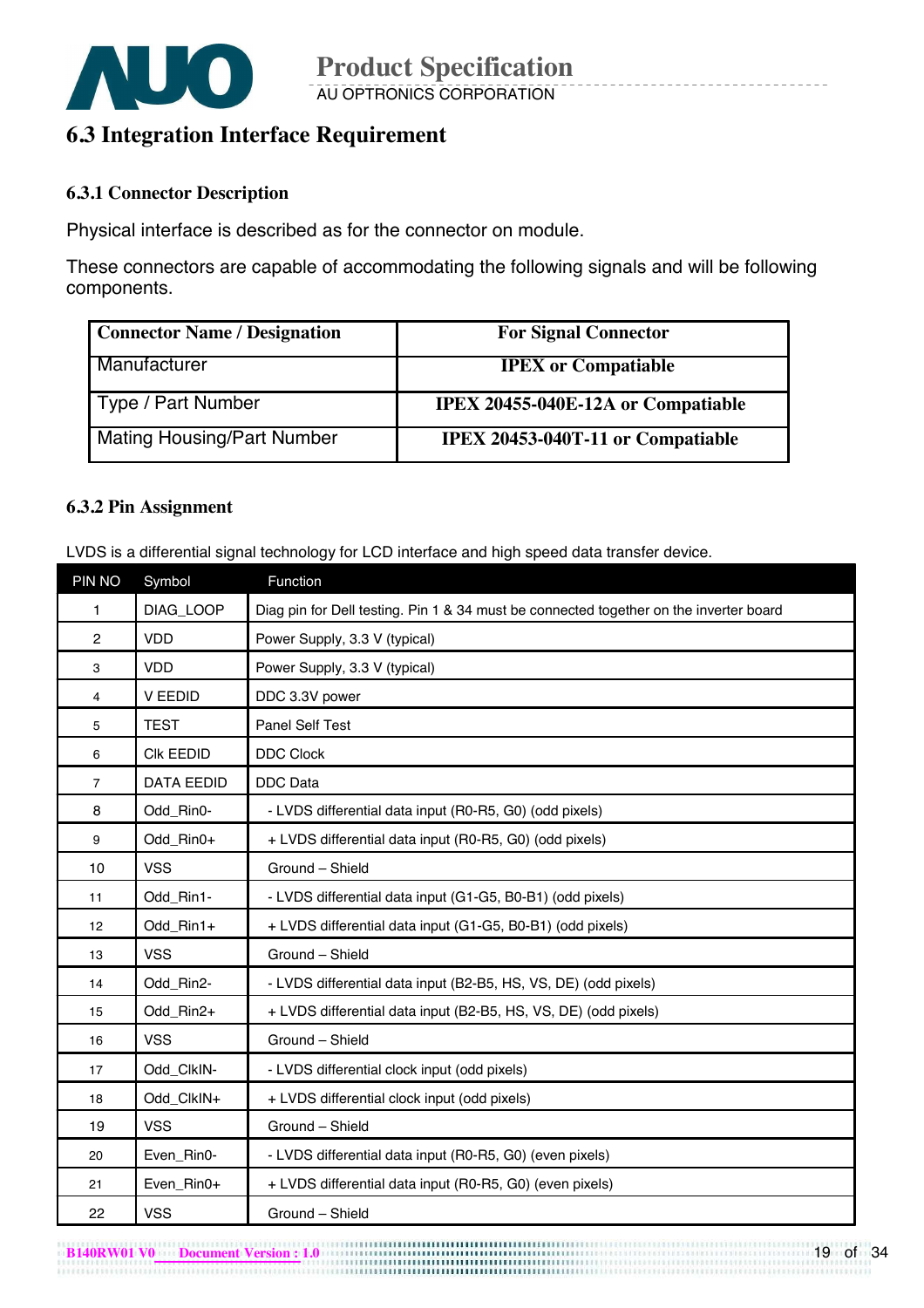## 6.3 Integration Interface Requirement

### 6.3.1 Connector Description

Physical interface is described as for the connector on module.

These connectors are capable of accommodating the following signals and will be following components.

| Connector Name / Designation | For Signal Connector |
|---|---|
| Manufacturer | **IPEX or Compatiable** |
| Type / Part Number | **IPEX 20455-040E-12A or Compatiable** |
| Mating Housing/Part Number | **IPEX 20453-040T-11 or Compatiable** |

### 6.3.2 Pin Assignment

LVDS is a differential signal technology for LCD interface and high speed data transfer device.

| PIN NO | Symbol | Function |
|---|---|---|
| 1 | DIAG_LOOP | Diag pin for Dell testing. Pin 1 & 34 must be connected together on the inverter board |
| 2 | VDD | Power Supply, 3.3 V (typical) |
| 3 | VDD | Power Supply, 3.3 V (typical) |
| 4 | V EEDID | DDC 3.3V power |
| 5 | TEST | Panel Self Test |
| 6 | Clk EEDID | DDC Clock |
| 7 | DATA EEDID | DDC Data |
| 8 | Odd_Rin0- | - LVDS differential data input (R0-R5, G0) (odd pixels) |
| 9 | Odd_Rin0+ | + LVDS differential data input (R0-R5, G0) (odd pixels) |
| 10 | VSS | Ground – Shield |
| 11 | Odd_Rin1- | - LVDS differential data input (G1-G5, B0-B1) (odd pixels) |
| 12 | Odd_Rin1+ | + LVDS differential data input (G1-G5, B0-B1) (odd pixels) |
| 13 | VSS | Ground – Shield |
| 14 | Odd_Rin2- | - LVDS differential data input (B2-B5, HS, VS, DE) (odd pixels) |
| 15 | Odd_Rin2+ | + LVDS differential data input (B2-B5, HS, VS, DE) (odd pixels) |
| 16 | VSS | Ground – Shield |
| 17 | Odd_ClkIN- | - LVDS differential clock input (odd pixels) |
| 18 | Odd_ClkIN+ | + LVDS differential clock input (odd pixels) |
| 19 | VSS | Ground – Shield |
| 20 | Even_Rin0- | - LVDS differential data input (R0-R5, G0) (even pixels) |
| 21 | Even_Rin0+ | + LVDS differential data input (R0-R5, G0) (even pixels) |
| 22 | VSS | Ground – Shield |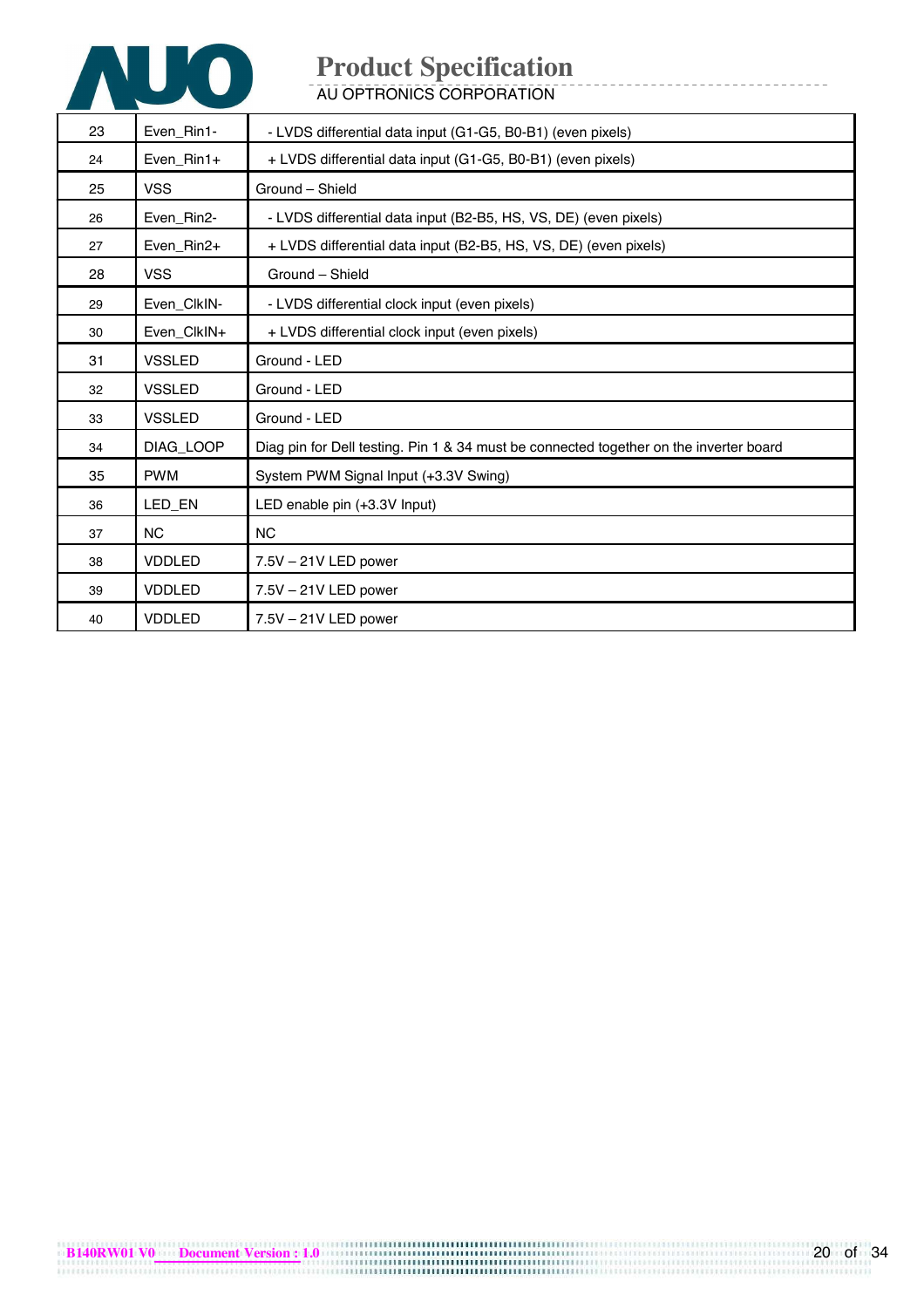| 23 | Even_Rin1- | - LVDS differential data input (G1-G5, B0-B1) (even pixels) |
|---|---|---|
| 24 | Even_Rin1+ | + LVDS differential data input (G1-G5, B0-B1) (even pixels) |
| 25 | VSS | Ground – Shield |
| 26 | Even_Rin2- | - LVDS differential data input (B2-B5, HS, VS, DE) (even pixels) |
| 27 | Even_Rin2+ | + LVDS differential data input (B2-B5, HS, VS, DE) (even pixels) |
| 28 | VSS | Ground – Shield |
| 29 | Even_ClkIN- | - LVDS differential clock input (even pixels) |
| 30 | Even_ClkIN+ | + LVDS differential clock input (even pixels) |
| 31 | VSSLED | Ground - LED |
| 32 | VSSLED | Ground - LED |
| 33 | VSSLED | Ground - LED |
| 34 | DIAG_LOOP | Diag pin for Dell testing. Pin 1 & 34 must be connected together on the inverter board |
| 35 | PWM | System PWM Signal Input (+3.3V Swing) |
| 36 | LED_EN | LED enable pin (+3.3V Input) |
| 37 | NC | NC |
| 38 | VDDLED | 7.5V – 21V LED power |
| 39 | VDDLED | 7.5V – 21V LED power |
| 40 | VDDLED | 7.5V – 21V LED power |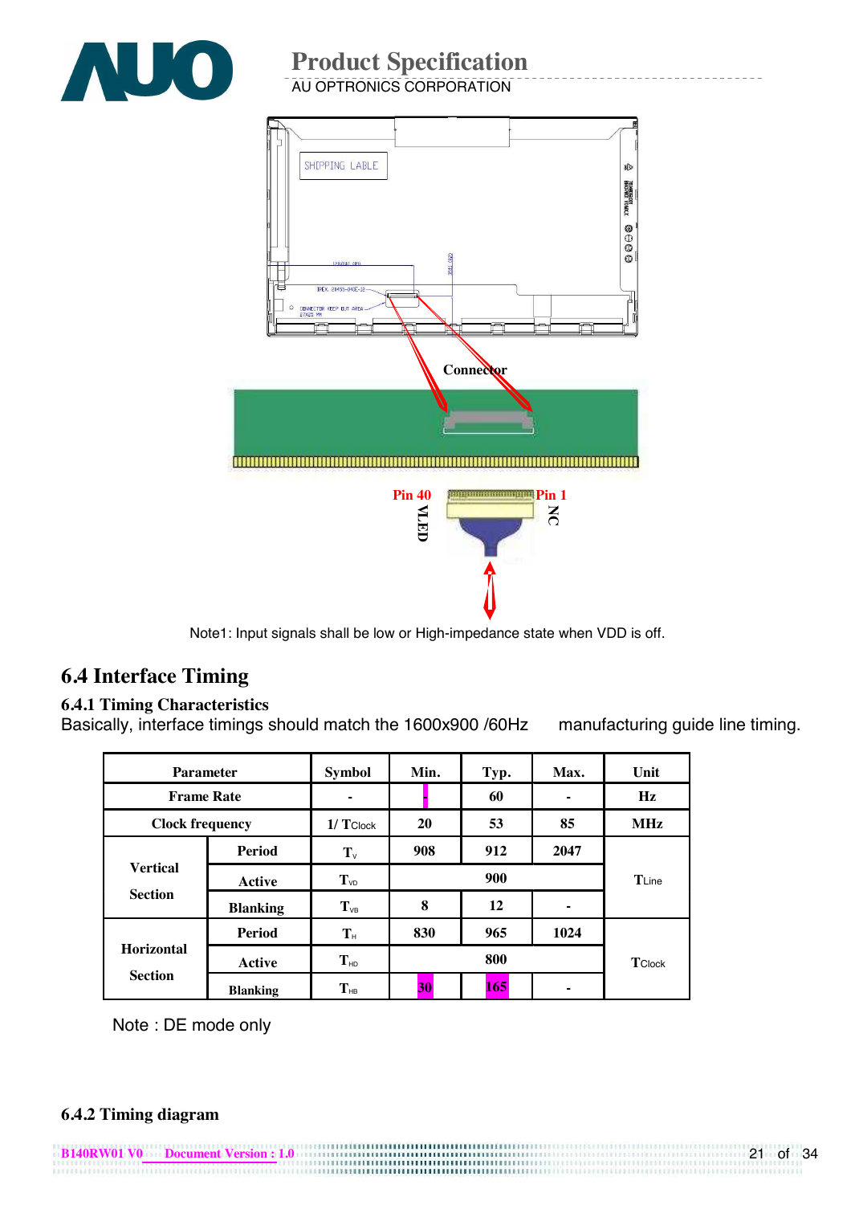Connector

Pin 40 VLED

Pin 1 NC

Note1: Input signals shall be low or High-impedance state when VDD is off.

## 6.4 Interface Timing

### 6.4.1 Timing Characteristics

Basically, interface timings should match the 1600x900 /60Hz manufacturing guide line timing.

| Parameter | | Symbol | Min. | Typ. | Max. | Unit |
|---|---|---|---|---|---|---|
| Frame Rate | | - | - | 60 | - | Hz |
| Clock frequency | | 1/ TClock | 20 | 53 | 85 | MHz |
| Vertical Section | Period | $T_V$ | 908 | 912 | 2047 | TLine |
| | Active | $T_{VD}$ | 900 | | | |
| | Blanking | $T_{VB}$ | 8 | 12 | - | |
| Horizontal Section | Period | $T_H$ | 830 | 965 | 1024 | TClock |
| | Active | $T_{HD}$ | 800 | | | |
| | Blanking | $T_{HB}$ | 30 | 165 | - | |

Note : DE mode only

### 6.4.2 Timing diagram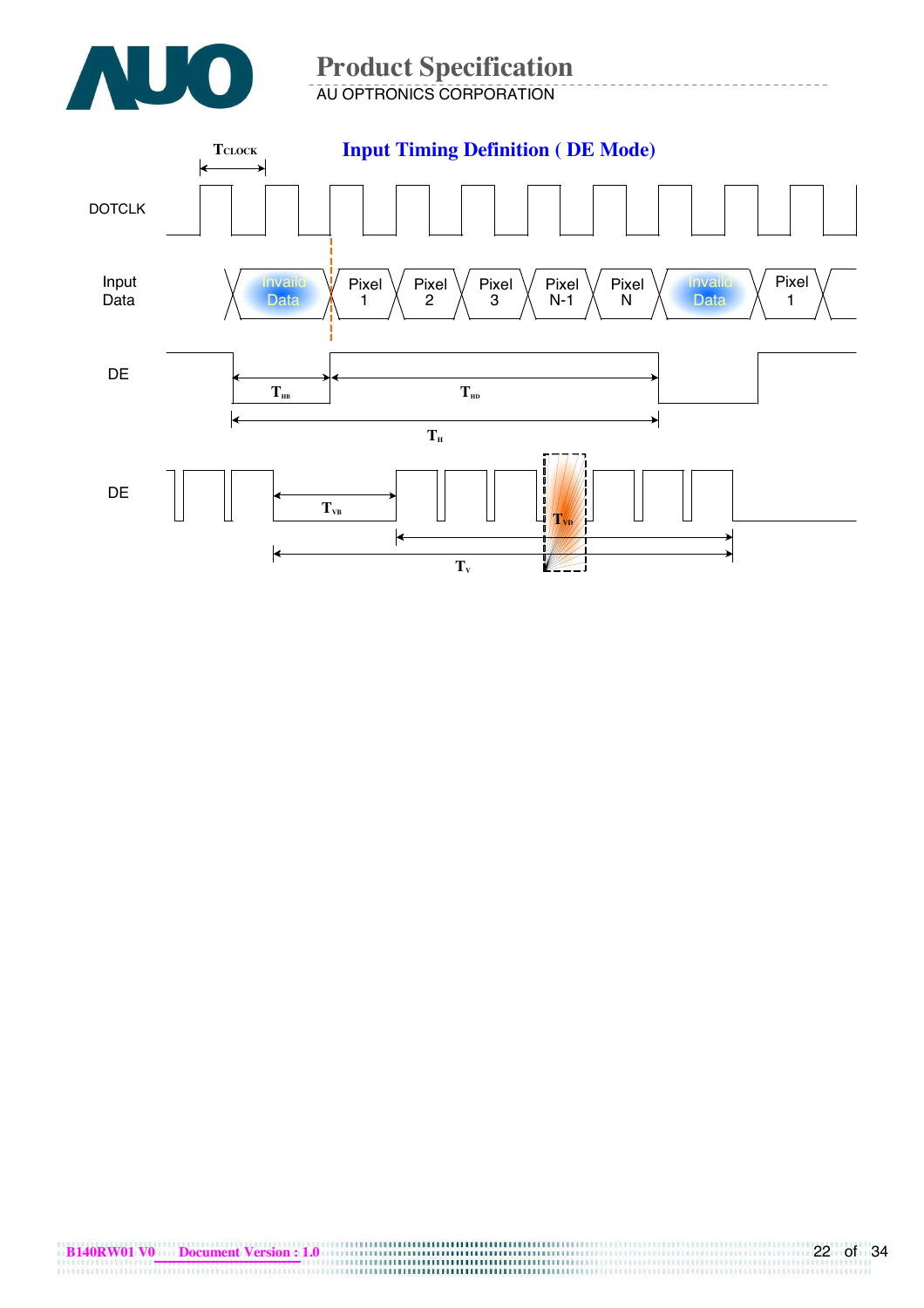## Input Timing Definition ( DE Mode)

$T_{CLOCK}$

DOTCLK

Input Data: Invaild Data | Pixel 1 | Pixel 2 | Pixel 3 | Pixel N-1 | Pixel N | Invaild Data | Pixel 1

DE

$T_{HB}$ $T_{HD}$

$T_{H}$

DE

$T_{VB}$ $T_{VD}$

$T_{V}$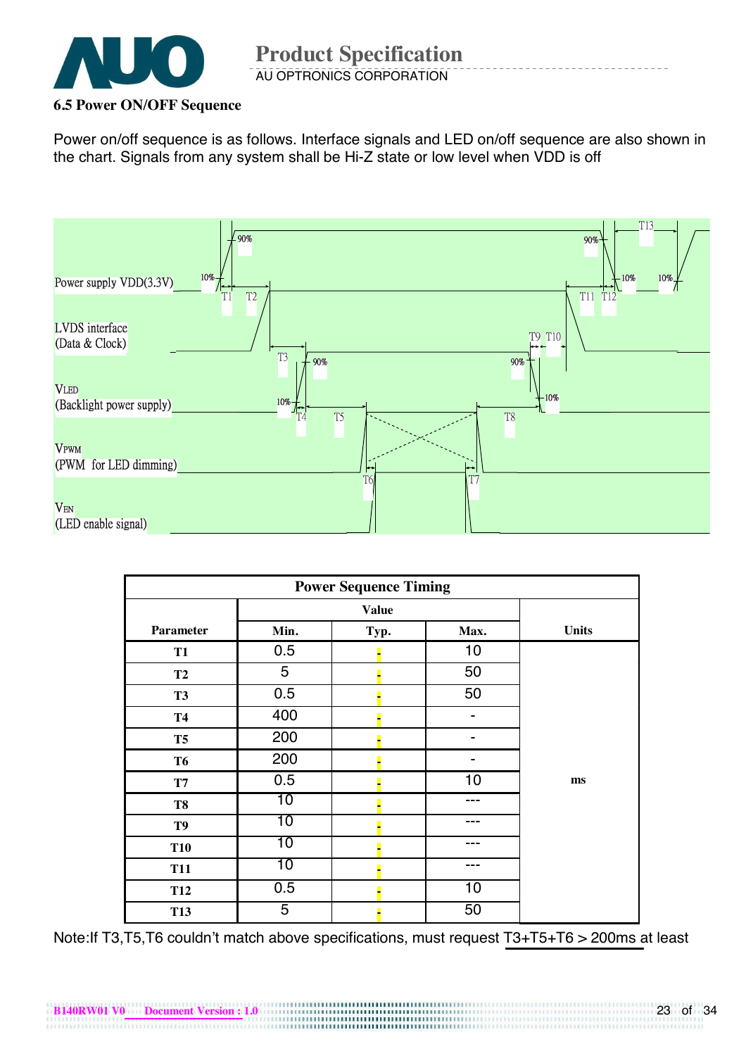### 6.5 Power ON/OFF Sequence

Power on/off sequence is as follows. Interface signals and LED on/off sequence are also shown in the chart. Signals from any system shall be Hi-Z state or low level when VDD is off

Power supply VDD(3.3V)

LVDS interface (Data & Clock)

VLED (Backlight power supply)

VPWM (PWM for LED dimming)

VEN (LED enable signal)

| Power Sequence Timing | | | | |
|---|---|---|---|---|
| Parameter | Value | | | Units |
| | Min. | Typ. | Max. | |
| T1 | 0.5 | - | 10 | ms |
| T2 | 5 | - | 50 | |
| T3 | 0.5 | - | 50 | |
| T4 | 400 | - | - | |
| T5 | 200 | - | - | |
| T6 | 200 | - | - | |
| T7 | 0.5 | - | 10 | |
| T8 | 10 | - | --- | |
| T9 | 10 | - | --- | |
| T10 | 10 | - | --- | |
| T11 | 10 | - | --- | |
| T12 | 0.5 | - | 10 | |
| T13 | 5 | - | 50 | |

Note:If T3,T5,T6 couldn't match above specifications, must request T3+T5+T6 > 200ms at least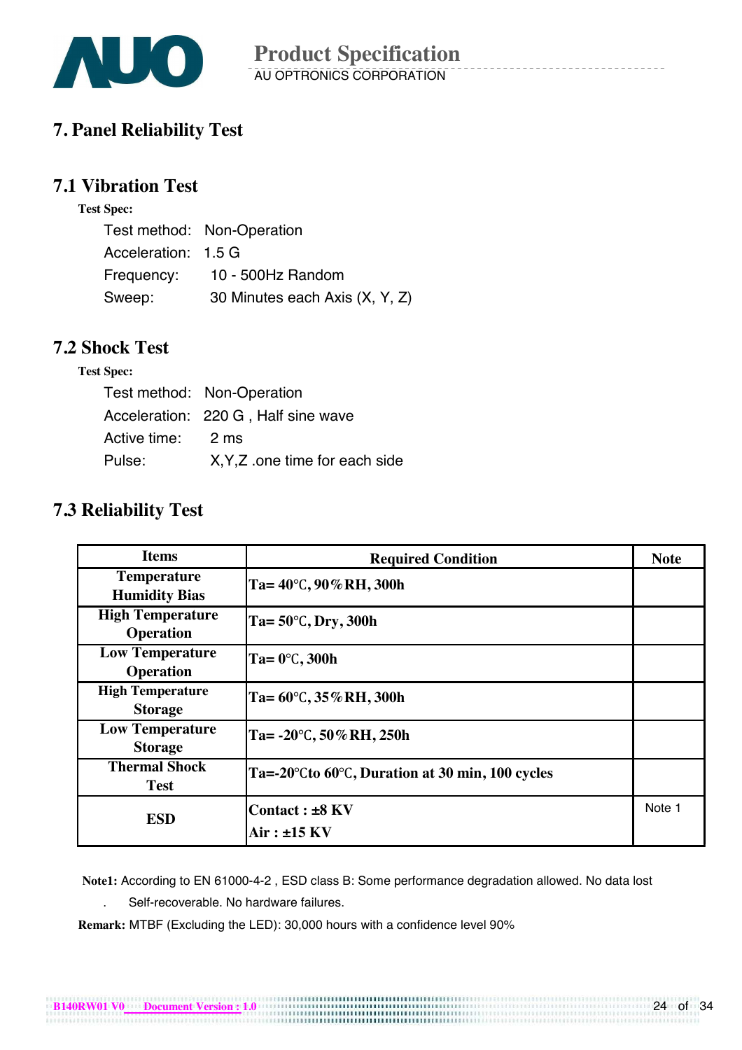# 7. Panel Reliability Test

## 7.1 Vibration Test

**Test Spec:**

Test method: Non-Operation
Acceleration: 1.5 G
Frequency: 10 - 500Hz Random
Sweep: 30 Minutes each Axis (X, Y, Z)

## 7.2 Shock Test

**Test Spec:**

Test method: Non-Operation
Acceleration: 220 G , Half sine wave
Active time: 2 ms
Pulse: X,Y,Z .one time for each side

## 7.3 Reliability Test

| Items | Required Condition | Note |
|---|---|---|
| **Temperature Humidity Bias** | **Ta= 40℃, 90%RH, 300h** | |
| **High Temperature Operation** | **Ta= 50℃, Dry, 300h** | |
| **Low Temperature Operation** | **Ta= 0℃, 300h** | |
| **High Temperature Storage** | **Ta= 60℃, 35%RH, 300h** | |
| **Low Temperature Storage** | **Ta= -20℃, 50%RH, 250h** | |
| **Thermal Shock Test** | **Ta=-20℃to 60℃, Duration at 30 min, 100 cycles** | |
| **ESD** | **Contact : ±8 KV**<br>**Air : ±15 KV** | Note 1 |

**Note1:** According to EN 61000-4-2 , ESD class B: Some performance degradation allowed. No data lost . Self-recoverable. No hardware failures.

**Remark:** MTBF (Excluding the LED): 30,000 hours with a confidence level 90%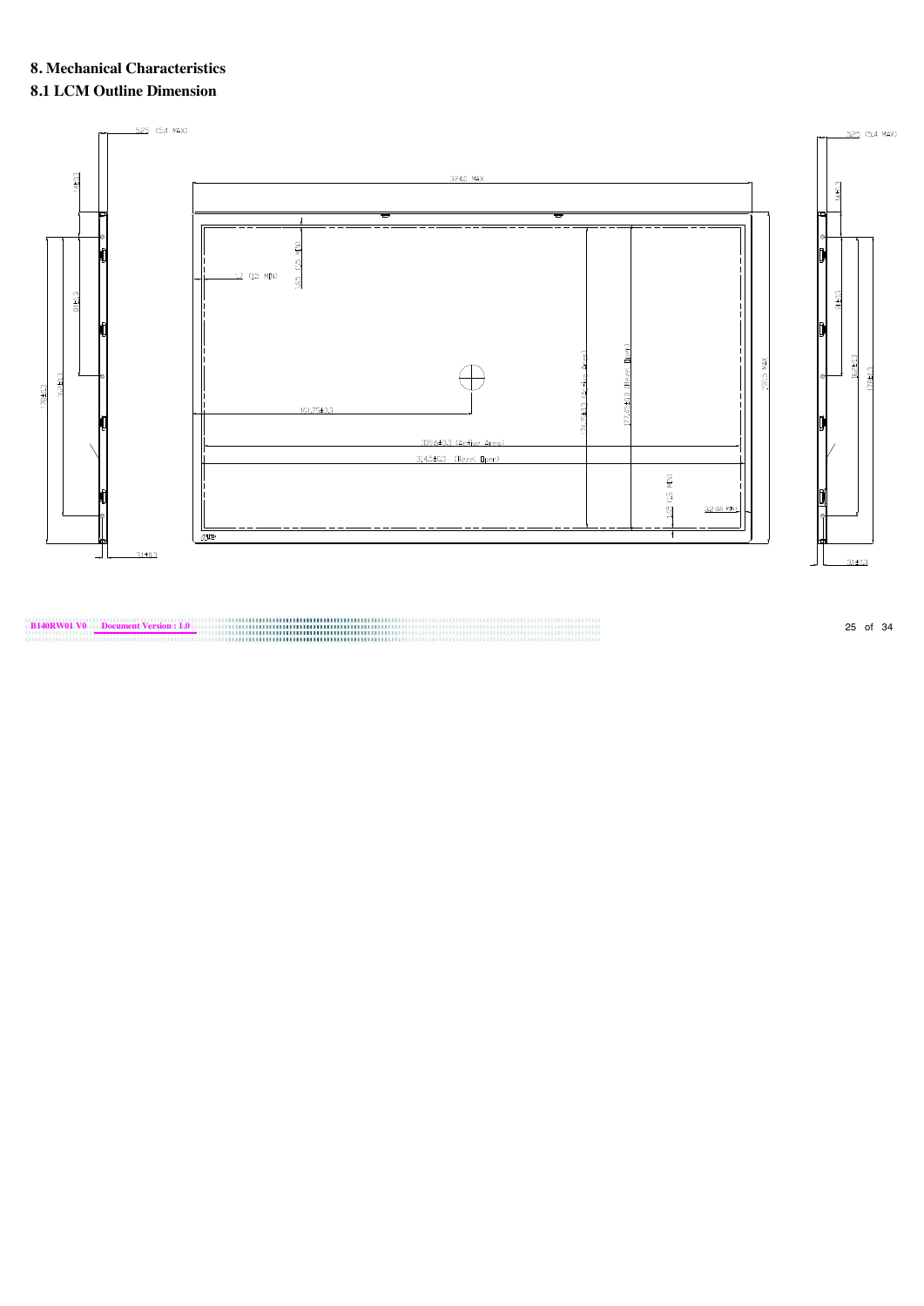## 8. Mechanical Characteristics

### 8.1 LCM Outline Dimension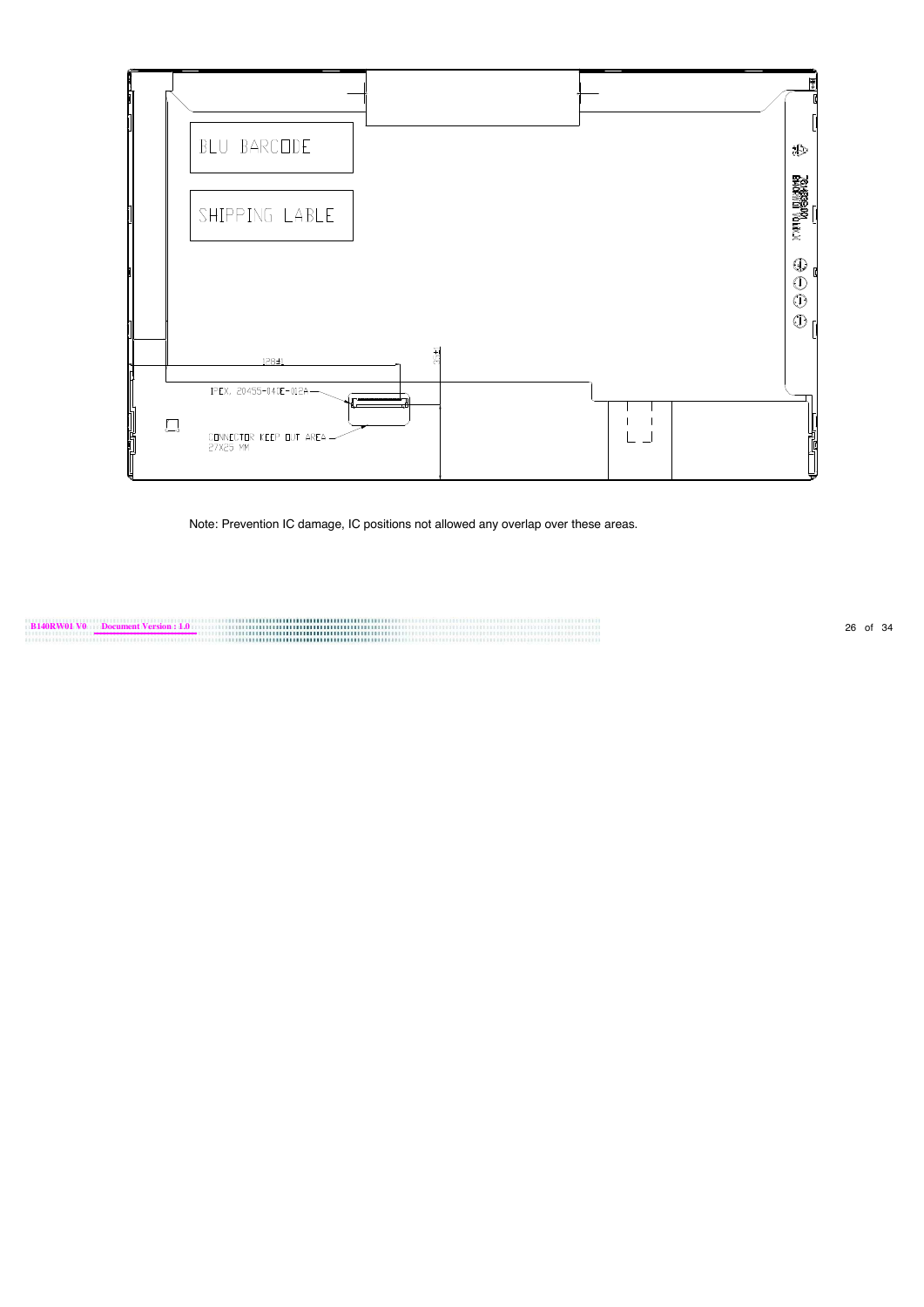BLU BARCODE

SHIPPING LABLE

IPEX, 20455-040E-012A

CONNECTOR KEEP OUT AREA
27X25 MM

Note: Prevention IC damage, IC positions not allowed any overlap over these areas.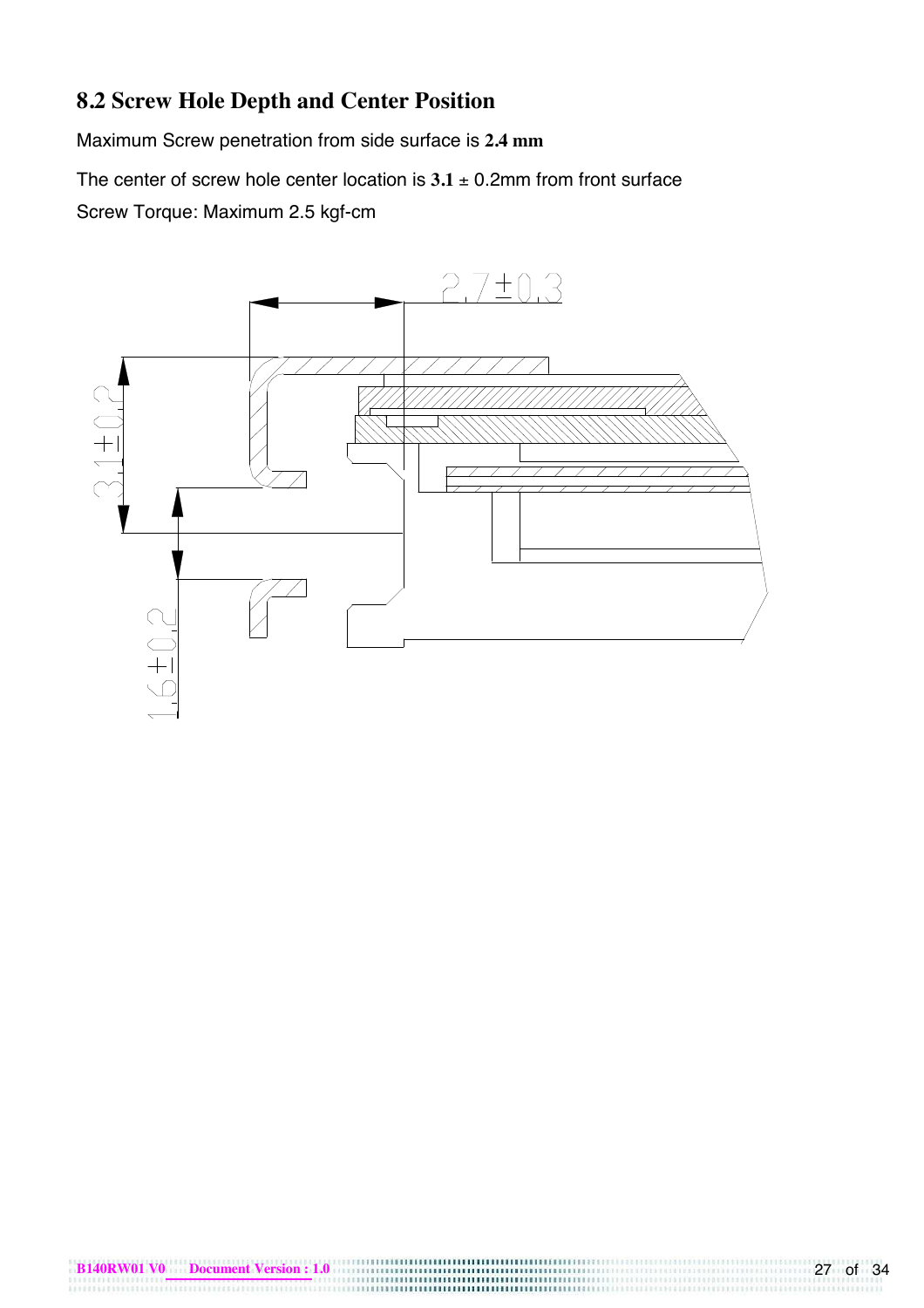## 8.2 Screw Hole Depth and Center Position

Maximum Screw penetration from side surface is **2.4 mm**

The center of screw hole center location is **3.1** ± 0.2mm from front surface

Screw Torque: Maximum 2.5 kgf-cm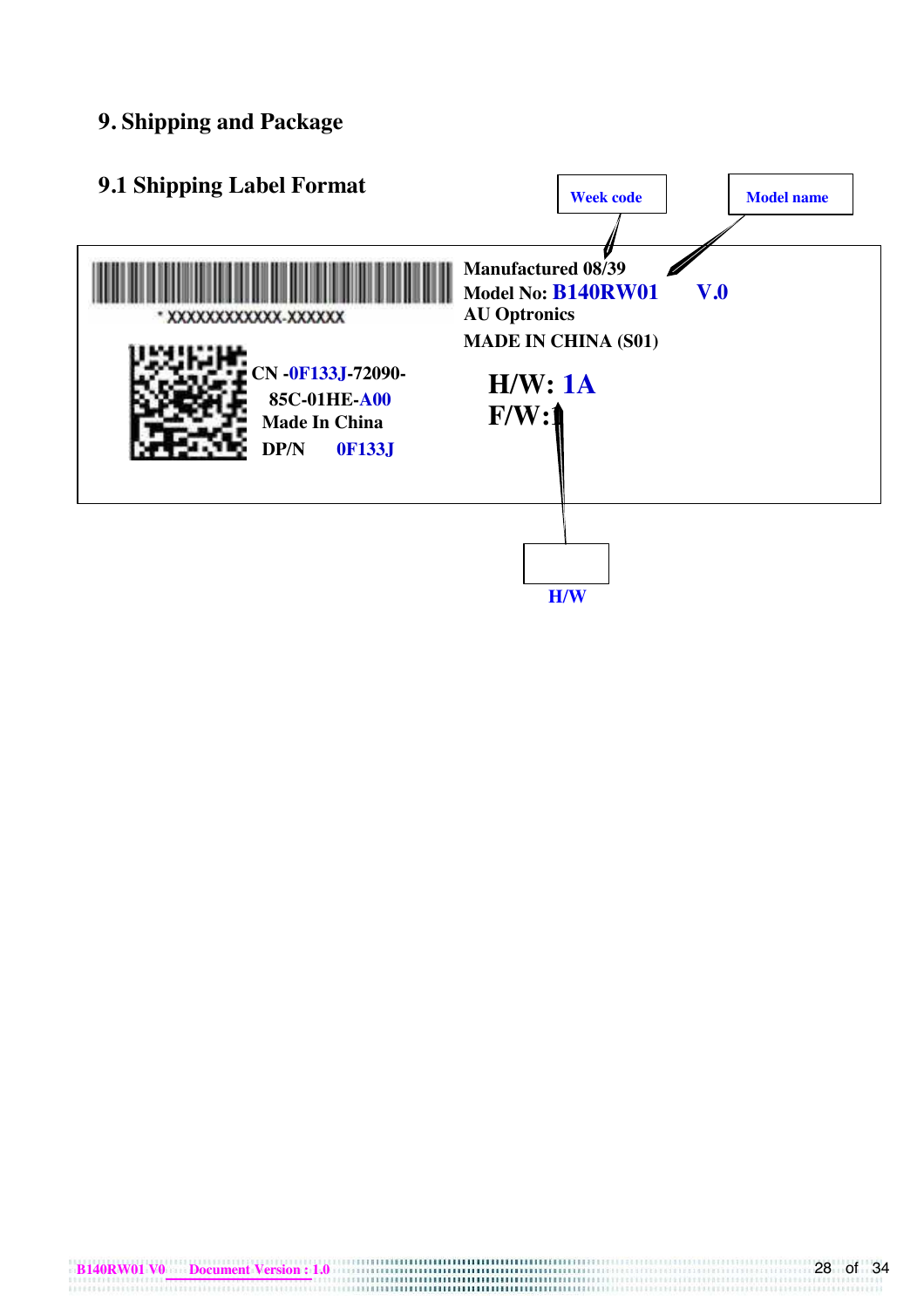# 9. Shipping and Package

## 9.1 Shipping Label Format

Week code

Model name

\* XXXXXXXXXXXX-XXXXXX

CN -0F133J-72090-85C-01HE-A00

Made In China

DP/N 0F133J

Manufactured 08/39

Model No: B140RW01 V.0

AU Optronics

MADE IN CHINA (S01)

H/W: 1A

F/W:1

H/W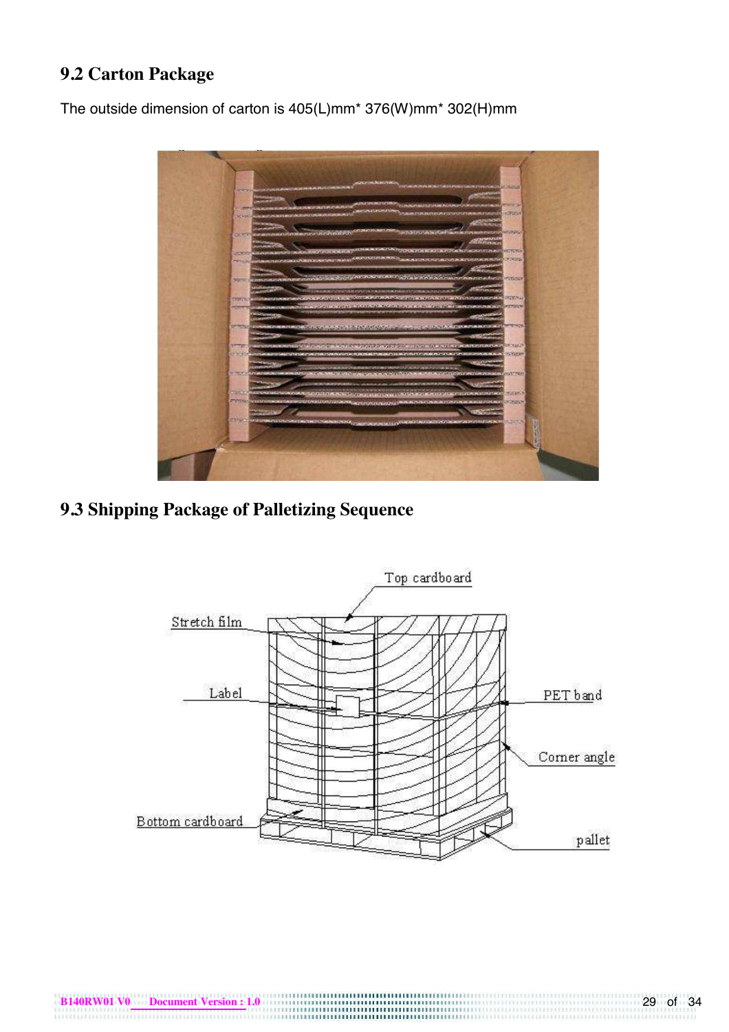## 9.2 Carton Package

The outside dimension of carton is 405(L)mm* 376(W)mm* 302(H)mm

## 9.3 Shipping Package of Palletizing Sequence

Top cardboard

Stretch film

Label

PET band

Corner angle

Bottom cardboard

pallet